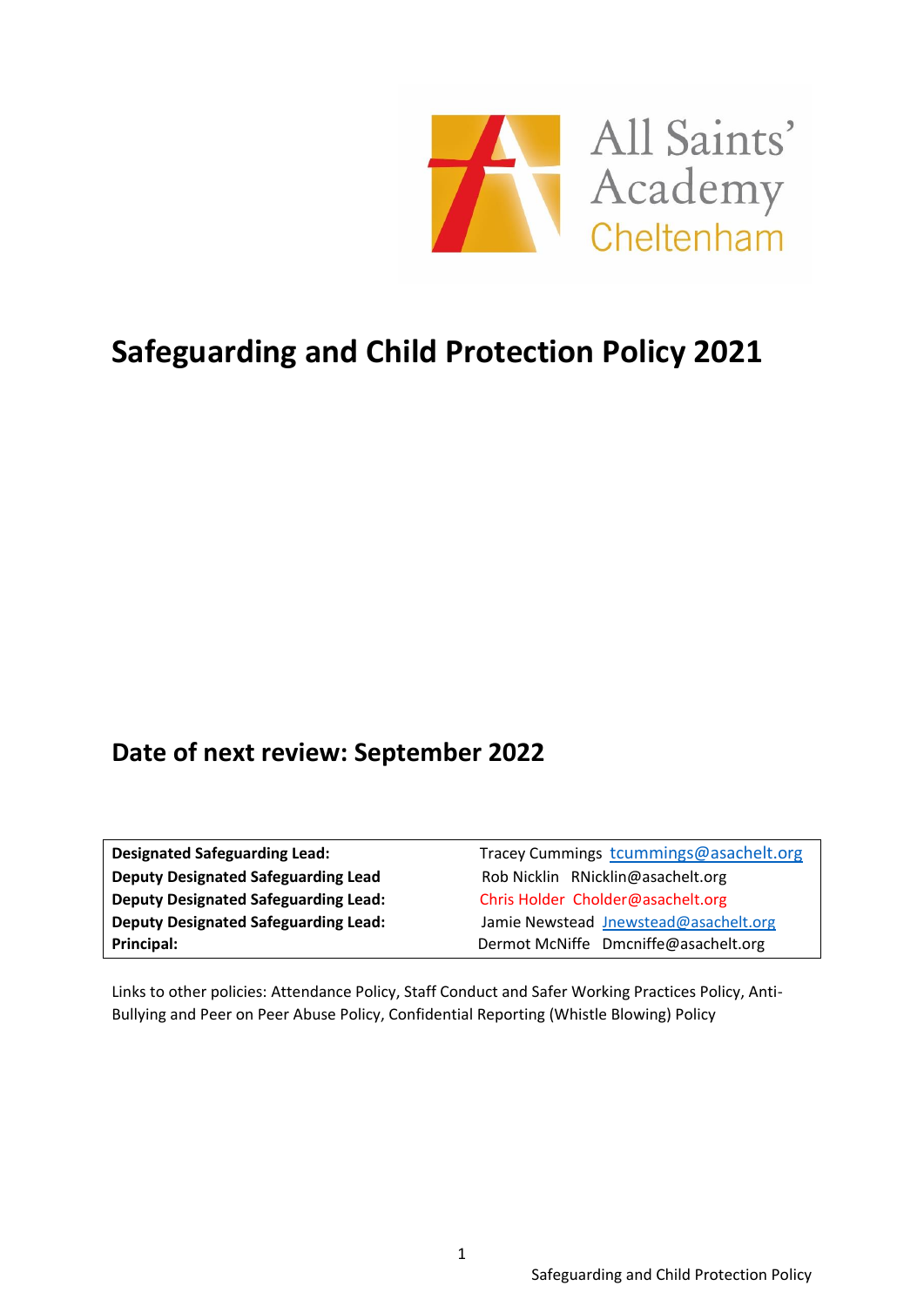All Saints' Academy Cheltenham

# Safeguarding and Child Protection Policy 2021

## Date of next review: September 2022

| | |
|---|---|
| **Designated Safeguarding Lead:** | Tracey Cummings tcummings@asachelt.org |
| **Deputy Designated Safeguarding Lead** | Rob Nicklin RNicklin@asachelt.org |
| **Deputy Designated Safeguarding Lead:** | Chris Holder Cholder@asachelt.org |
| **Deputy Designated Safeguarding Lead:** | Jamie Newstead Jnewstead@asachelt.org |
| **Principal:** | Dermot McNiffe Dmcniffe@asachelt.org |

Links to other policies: Attendance Policy, Staff Conduct and Safer Working Practices Policy, Anti-Bullying and Peer on Peer Abuse Policy, Confidential Reporting (Whistle Blowing) Policy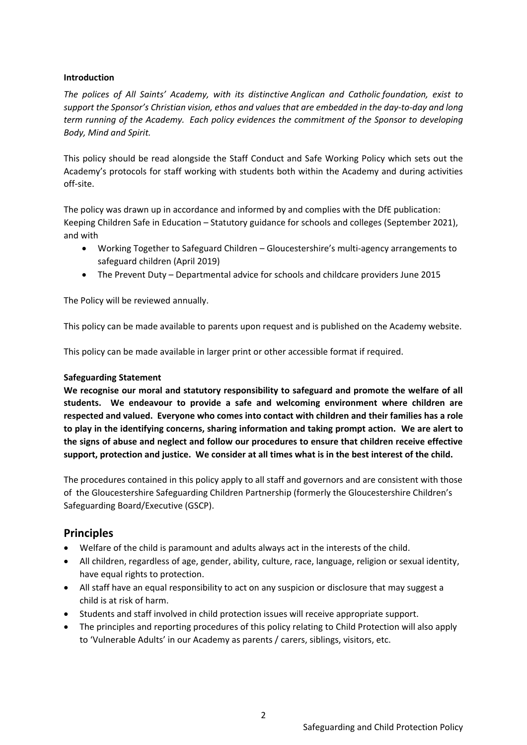**Introduction**

*The polices of All Saints' Academy, with its distinctive Anglican and Catholic foundation, exist to support the Sponsor's Christian vision, ethos and values that are embedded in the day-to-day and long term running of the Academy. Each policy evidences the commitment of the Sponsor to developing Body, Mind and Spirit.*

This policy should be read alongside the Staff Conduct and Safe Working Policy which sets out the Academy's protocols for staff working with students both within the Academy and during activities off-site.

The policy was drawn up in accordance and informed by and complies with the DfE publication: Keeping Children Safe in Education – Statutory guidance for schools and colleges (September 2021), and with

- Working Together to Safeguard Children – Gloucestershire's multi-agency arrangements to safeguard children (April 2019)
- The Prevent Duty – Departmental advice for schools and childcare providers June 2015

The Policy will be reviewed annually.

This policy can be made available to parents upon request and is published on the Academy website.

This policy can be made available in larger print or other accessible format if required.

**Safeguarding Statement**

**We recognise our moral and statutory responsibility to safeguard and promote the welfare of all students. We endeavour to provide a safe and welcoming environment where children are respected and valued. Everyone who comes into contact with children and their families has a role to play in the identifying concerns, sharing information and taking prompt action. We are alert to the signs of abuse and neglect and follow our procedures to ensure that children receive effective support, protection and justice. We consider at all times what is in the best interest of the child.**

The procedures contained in this policy apply to all staff and governors and are consistent with those of the Gloucestershire Safeguarding Children Partnership (formerly the Gloucestershire Children's Safeguarding Board/Executive (GSCP).

## Principles

- Welfare of the child is paramount and adults always act in the interests of the child.
- All children, regardless of age, gender, ability, culture, race, language, religion or sexual identity, have equal rights to protection.
- All staff have an equal responsibility to act on any suspicion or disclosure that may suggest a child is at risk of harm.
- Students and staff involved in child protection issues will receive appropriate support.
- The principles and reporting procedures of this policy relating to Child Protection will also apply to 'Vulnerable Adults' in our Academy as parents / carers, siblings, visitors, etc.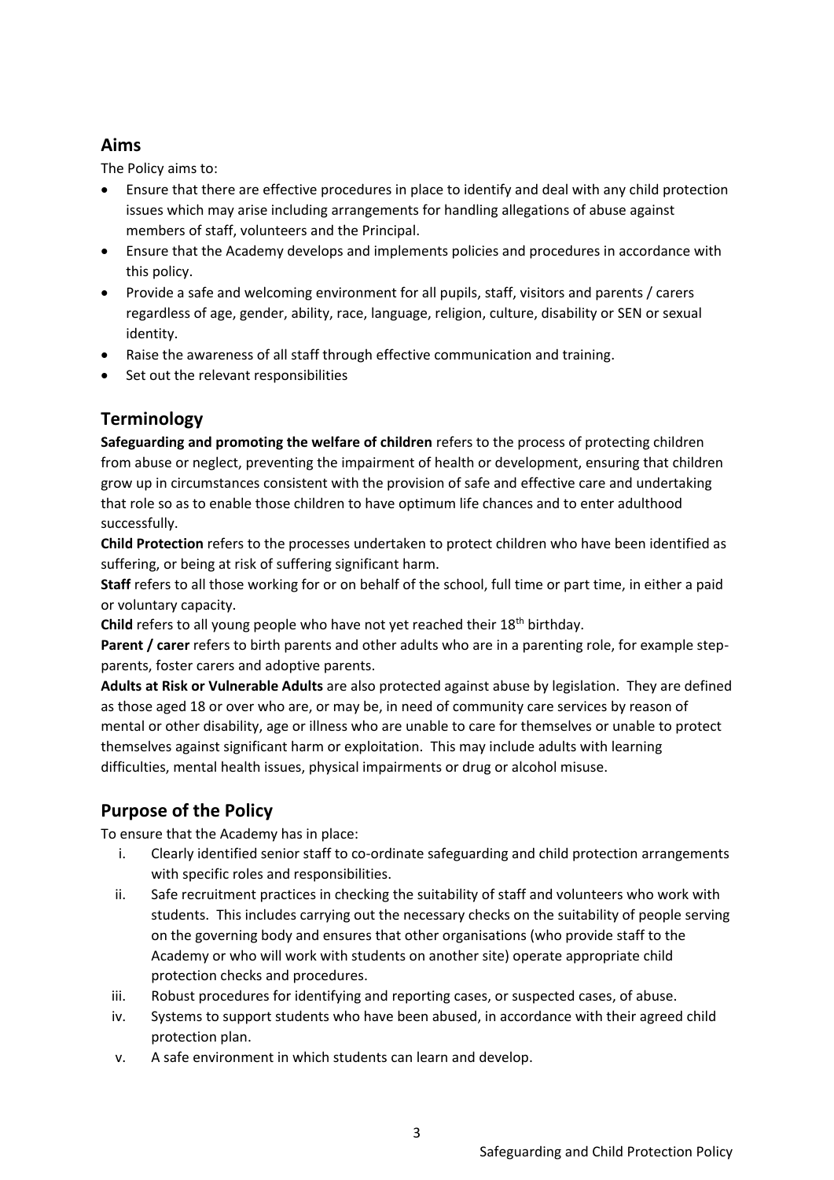## Aims

The Policy aims to:

- Ensure that there are effective procedures in place to identify and deal with any child protection issues which may arise including arrangements for handling allegations of abuse against members of staff, volunteers and the Principal.
- Ensure that the Academy develops and implements policies and procedures in accordance with this policy.
- Provide a safe and welcoming environment for all pupils, staff, visitors and parents / carers regardless of age, gender, ability, race, language, religion, culture, disability or SEN or sexual identity.
- Raise the awareness of all staff through effective communication and training.
- Set out the relevant responsibilities

## Terminology

**Safeguarding and promoting the welfare of children** refers to the process of protecting children from abuse or neglect, preventing the impairment of health or development, ensuring that children grow up in circumstances consistent with the provision of safe and effective care and undertaking that role so as to enable those children to have optimum life chances and to enter adulthood successfully.

**Child Protection** refers to the processes undertaken to protect children who have been identified as suffering, or being at risk of suffering significant harm.

**Staff** refers to all those working for or on behalf of the school, full time or part time, in either a paid or voluntary capacity.

**Child** refers to all young people who have not yet reached their 18th birthday.

**Parent / carer** refers to birth parents and other adults who are in a parenting role, for example step-parents, foster carers and adoptive parents.

**Adults at Risk or Vulnerable Adults** are also protected against abuse by legislation. They are defined as those aged 18 or over who are, or may be, in need of community care services by reason of mental or other disability, age or illness who are unable to care for themselves or unable to protect themselves against significant harm or exploitation. This may include adults with learning difficulties, mental health issues, physical impairments or drug or alcohol misuse.

## Purpose of the Policy

To ensure that the Academy has in place:

i. Clearly identified senior staff to co-ordinate safeguarding and child protection arrangements with specific roles and responsibilities.
ii. Safe recruitment practices in checking the suitability of staff and volunteers who work with students. This includes carrying out the necessary checks on the suitability of people serving on the governing body and ensures that other organisations (who provide staff to the Academy or who will work with students on another site) operate appropriate child protection checks and procedures.
iii. Robust procedures for identifying and reporting cases, or suspected cases, of abuse.
iv. Systems to support students who have been abused, in accordance with their agreed child protection plan.
v. A safe environment in which students can learn and develop.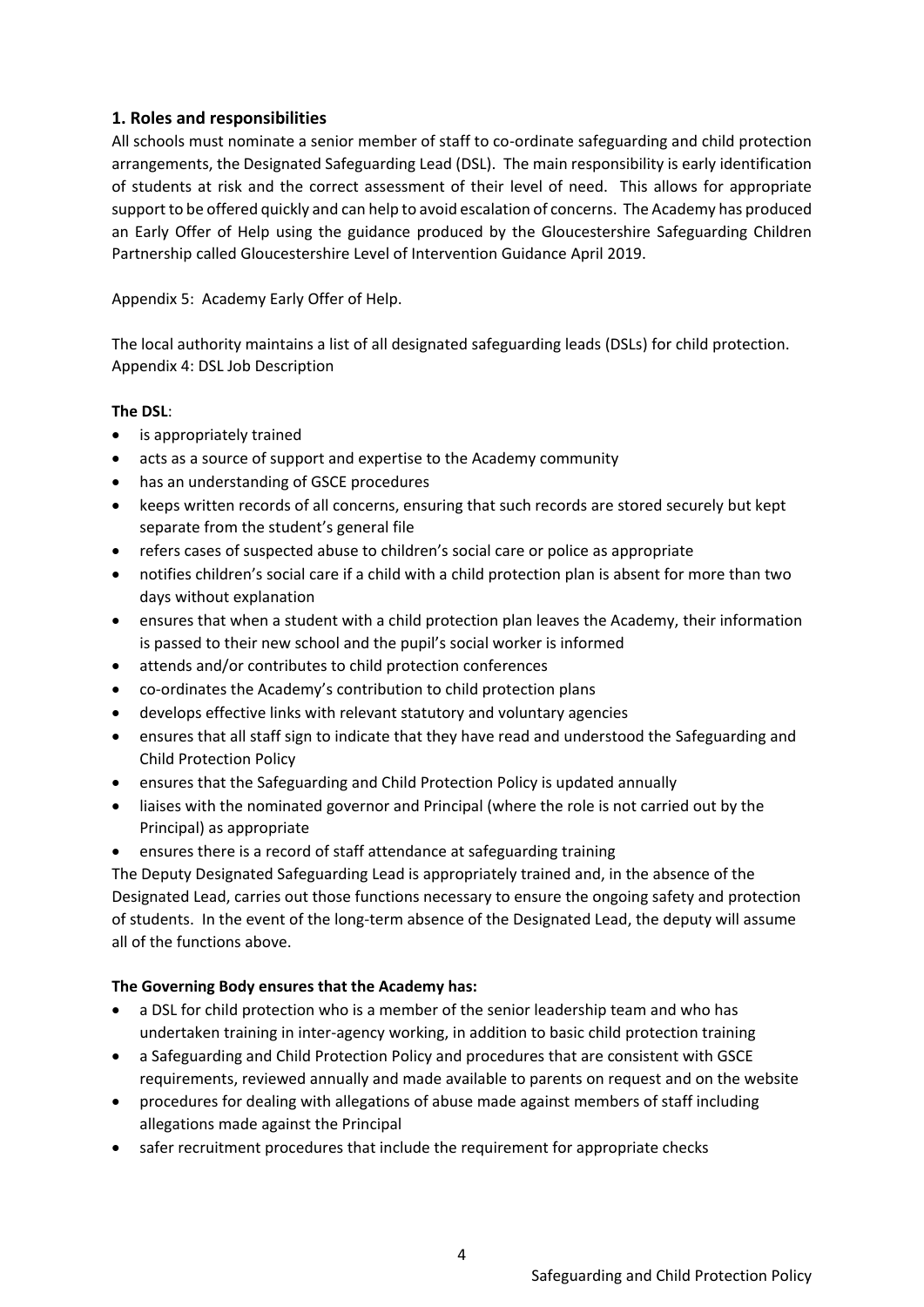## 1. Roles and responsibilities

All schools must nominate a senior member of staff to co-ordinate safeguarding and child protection arrangements, the Designated Safeguarding Lead (DSL). The main responsibility is early identification of students at risk and the correct assessment of their level of need. This allows for appropriate support to be offered quickly and can help to avoid escalation of concerns. The Academy has produced an Early Offer of Help using the guidance produced by the Gloucestershire Safeguarding Children Partnership called Gloucestershire Level of Intervention Guidance April 2019.

Appendix 5: Academy Early Offer of Help.

The local authority maintains a list of all designated safeguarding leads (DSLs) for child protection.
Appendix 4: DSL Job Description

**The DSL**:

- is appropriately trained
- acts as a source of support and expertise to the Academy community
- has an understanding of GSCE procedures
- keeps written records of all concerns, ensuring that such records are stored securely but kept separate from the student's general file
- refers cases of suspected abuse to children's social care or police as appropriate
- notifies children's social care if a child with a child protection plan is absent for more than two days without explanation
- ensures that when a student with a child protection plan leaves the Academy, their information is passed to their new school and the pupil's social worker is informed
- attends and/or contributes to child protection conferences
- co-ordinates the Academy's contribution to child protection plans
- develops effective links with relevant statutory and voluntary agencies
- ensures that all staff sign to indicate that they have read and understood the Safeguarding and Child Protection Policy
- ensures that the Safeguarding and Child Protection Policy is updated annually
- liaises with the nominated governor and Principal (where the role is not carried out by the Principal) as appropriate
- ensures there is a record of staff attendance at safeguarding training

The Deputy Designated Safeguarding Lead is appropriately trained and, in the absence of the Designated Lead, carries out those functions necessary to ensure the ongoing safety and protection of students. In the event of the long-term absence of the Designated Lead, the deputy will assume all of the functions above.

**The Governing Body ensures that the Academy has:**

- a DSL for child protection who is a member of the senior leadership team and who has undertaken training in inter-agency working, in addition to basic child protection training
- a Safeguarding and Child Protection Policy and procedures that are consistent with GSCE requirements, reviewed annually and made available to parents on request and on the website
- procedures for dealing with allegations of abuse made against members of staff including allegations made against the Principal
- safer recruitment procedures that include the requirement for appropriate checks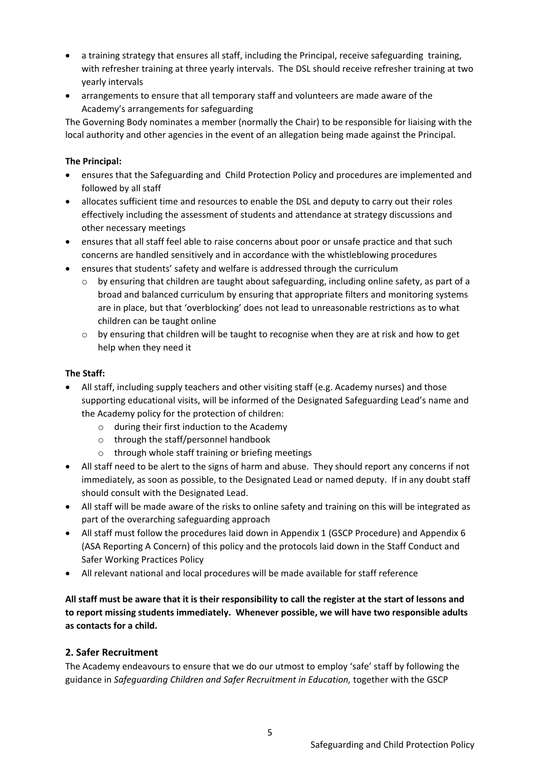- a training strategy that ensures all staff, including the Principal, receive safeguarding training, with refresher training at three yearly intervals. The DSL should receive refresher training at two yearly intervals
- arrangements to ensure that all temporary staff and volunteers are made aware of the Academy's arrangements for safeguarding

The Governing Body nominates a member (normally the Chair) to be responsible for liaising with the local authority and other agencies in the event of an allegation being made against the Principal.

**The Principal:**

- ensures that the Safeguarding and Child Protection Policy and procedures are implemented and followed by all staff
- allocates sufficient time and resources to enable the DSL and deputy to carry out their roles effectively including the assessment of students and attendance at strategy discussions and other necessary meetings
- ensures that all staff feel able to raise concerns about poor or unsafe practice and that such concerns are handled sensitively and in accordance with the whistleblowing procedures
- ensures that students' safety and welfare is addressed through the curriculum
  - by ensuring that children are taught about safeguarding, including online safety, as part of a broad and balanced curriculum by ensuring that appropriate filters and monitoring systems are in place, but that 'overblocking' does not lead to unreasonable restrictions as to what children can be taught online
  - by ensuring that children will be taught to recognise when they are at risk and how to get help when they need it

**The Staff:**

- All staff, including supply teachers and other visiting staff (e.g. Academy nurses) and those supporting educational visits, will be informed of the Designated Safeguarding Lead's name and the Academy policy for the protection of children:
  - during their first induction to the Academy
  - through the staff/personnel handbook
  - through whole staff training or briefing meetings
- All staff need to be alert to the signs of harm and abuse. They should report any concerns if not immediately, as soon as possible, to the Designated Lead or named deputy. If in any doubt staff should consult with the Designated Lead.
- All staff will be made aware of the risks to online safety and training on this will be integrated as part of the overarching safeguarding approach
- All staff must follow the procedures laid down in Appendix 1 (GSCP Procedure) and Appendix 6 (ASA Reporting A Concern) of this policy and the protocols laid down in the Staff Conduct and Safer Working Practices Policy
- All relevant national and local procedures will be made available for staff reference

**All staff must be aware that it is their responsibility to call the register at the start of lessons and to report missing students immediately. Whenever possible, we will have two responsible adults as contacts for a child.**

## 2. Safer Recruitment

The Academy endeavours to ensure that we do our utmost to employ 'safe' staff by following the guidance in *Safeguarding Children and Safer Recruitment in Education,* together with the GSCP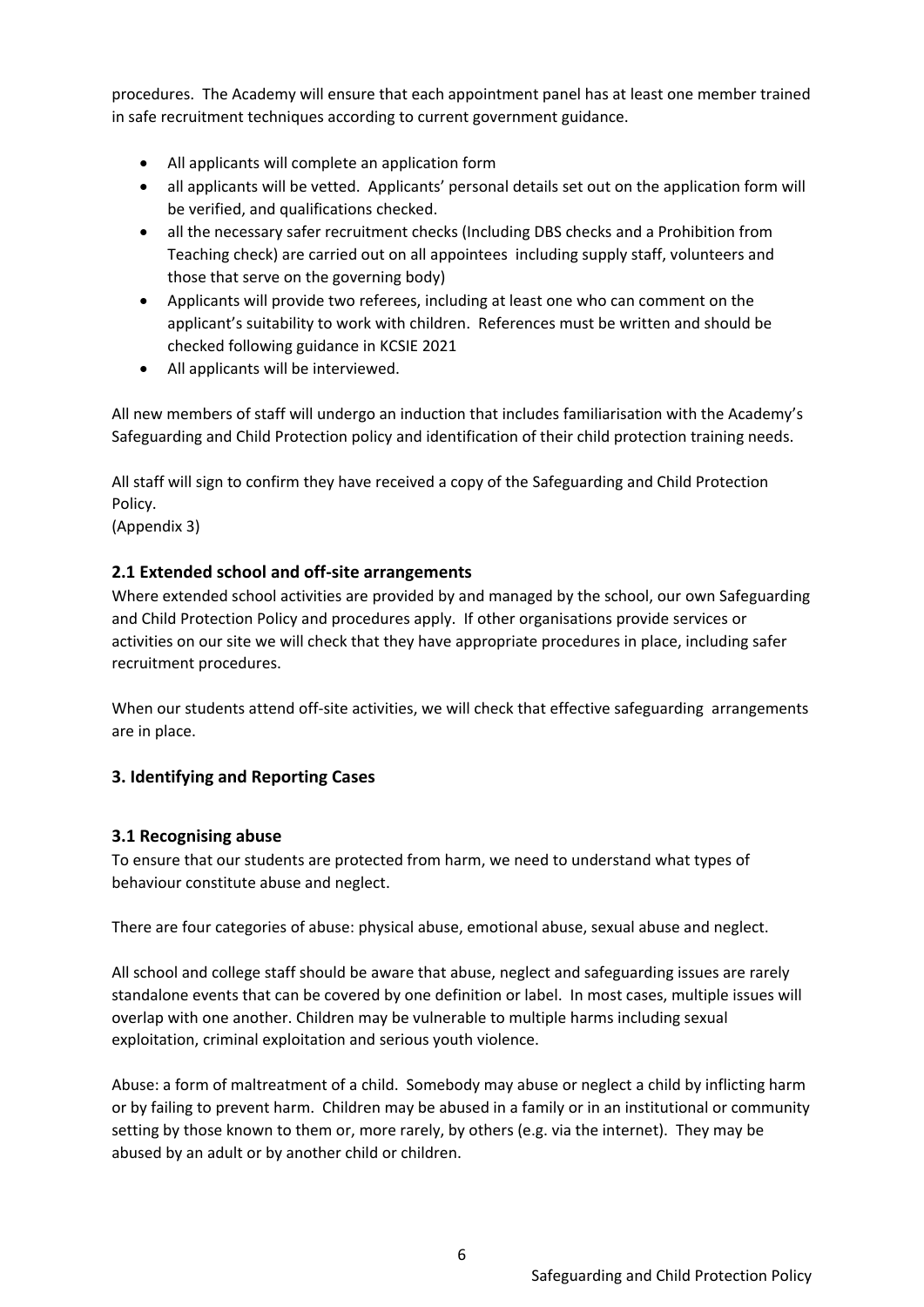procedures. The Academy will ensure that each appointment panel has at least one member trained in safe recruitment techniques according to current government guidance.

- All applicants will complete an application form
- all applicants will be vetted. Applicants' personal details set out on the application form will be verified, and qualifications checked.
- all the necessary safer recruitment checks (Including DBS checks and a Prohibition from Teaching check) are carried out on all appointees including supply staff, volunteers and those that serve on the governing body)
- Applicants will provide two referees, including at least one who can comment on the applicant's suitability to work with children. References must be written and should be checked following guidance in KCSIE 2021
- All applicants will be interviewed.

All new members of staff will undergo an induction that includes familiarisation with the Academy's Safeguarding and Child Protection policy and identification of their child protection training needs.

All staff will sign to confirm they have received a copy of the Safeguarding and Child Protection Policy.
(Appendix 3)

### 2.1 Extended school and off-site arrangements

Where extended school activities are provided by and managed by the school, our own Safeguarding and Child Protection Policy and procedures apply. If other organisations provide services or activities on our site we will check that they have appropriate procedures in place, including safer recruitment procedures.

When our students attend off-site activities, we will check that effective safeguarding arrangements are in place.

## 3. Identifying and Reporting Cases

### 3.1 Recognising abuse

To ensure that our students are protected from harm, we need to understand what types of behaviour constitute abuse and neglect.

There are four categories of abuse: physical abuse, emotional abuse, sexual abuse and neglect.

All school and college staff should be aware that abuse, neglect and safeguarding issues are rarely standalone events that can be covered by one definition or label. In most cases, multiple issues will overlap with one another. Children may be vulnerable to multiple harms including sexual exploitation, criminal exploitation and serious youth violence.

Abuse: a form of maltreatment of a child. Somebody may abuse or neglect a child by inflicting harm or by failing to prevent harm. Children may be abused in a family or in an institutional or community setting by those known to them or, more rarely, by others (e.g. via the internet). They may be abused by an adult or by another child or children.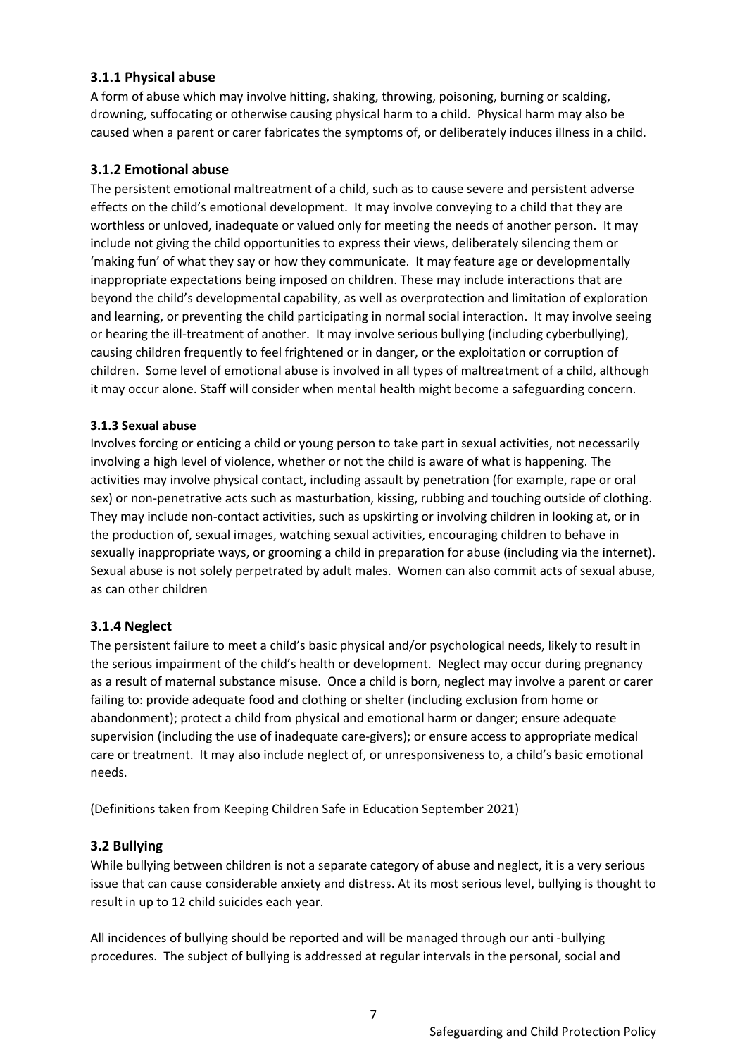### 3.1.1 Physical abuse

A form of abuse which may involve hitting, shaking, throwing, poisoning, burning or scalding, drowning, suffocating or otherwise causing physical harm to a child. Physical harm may also be caused when a parent or carer fabricates the symptoms of, or deliberately induces illness in a child.

### 3.1.2 Emotional abuse

The persistent emotional maltreatment of a child, such as to cause severe and persistent adverse effects on the child's emotional development. It may involve conveying to a child that they are worthless or unloved, inadequate or valued only for meeting the needs of another person. It may include not giving the child opportunities to express their views, deliberately silencing them or 'making fun' of what they say or how they communicate. It may feature age or developmentally inappropriate expectations being imposed on children. These may include interactions that are beyond the child's developmental capability, as well as overprotection and limitation of exploration and learning, or preventing the child participating in normal social interaction. It may involve seeing or hearing the ill-treatment of another. It may involve serious bullying (including cyberbullying), causing children frequently to feel frightened or in danger, or the exploitation or corruption of children. Some level of emotional abuse is involved in all types of maltreatment of a child, although it may occur alone. Staff will consider when mental health might become a safeguarding concern.

#### 3.1.3 Sexual abuse

Involves forcing or enticing a child or young person to take part in sexual activities, not necessarily involving a high level of violence, whether or not the child is aware of what is happening. The activities may involve physical contact, including assault by penetration (for example, rape or oral sex) or non-penetrative acts such as masturbation, kissing, rubbing and touching outside of clothing. They may include non-contact activities, such as upskirting or involving children in looking at, or in the production of, sexual images, watching sexual activities, encouraging children to behave in sexually inappropriate ways, or grooming a child in preparation for abuse (including via the internet). Sexual abuse is not solely perpetrated by adult males. Women can also commit acts of sexual abuse, as can other children

### 3.1.4 Neglect

The persistent failure to meet a child's basic physical and/or psychological needs, likely to result in the serious impairment of the child's health or development. Neglect may occur during pregnancy as a result of maternal substance misuse. Once a child is born, neglect may involve a parent or carer failing to: provide adequate food and clothing or shelter (including exclusion from home or abandonment); protect a child from physical and emotional harm or danger; ensure adequate supervision (including the use of inadequate care-givers); or ensure access to appropriate medical care or treatment. It may also include neglect of, or unresponsiveness to, a child's basic emotional needs.

(Definitions taken from Keeping Children Safe in Education September 2021)

### 3.2 Bullying

While bullying between children is not a separate category of abuse and neglect, it is a very serious issue that can cause considerable anxiety and distress. At its most serious level, bullying is thought to result in up to 12 child suicides each year.

All incidences of bullying should be reported and will be managed through our anti -bullying procedures. The subject of bullying is addressed at regular intervals in the personal, social and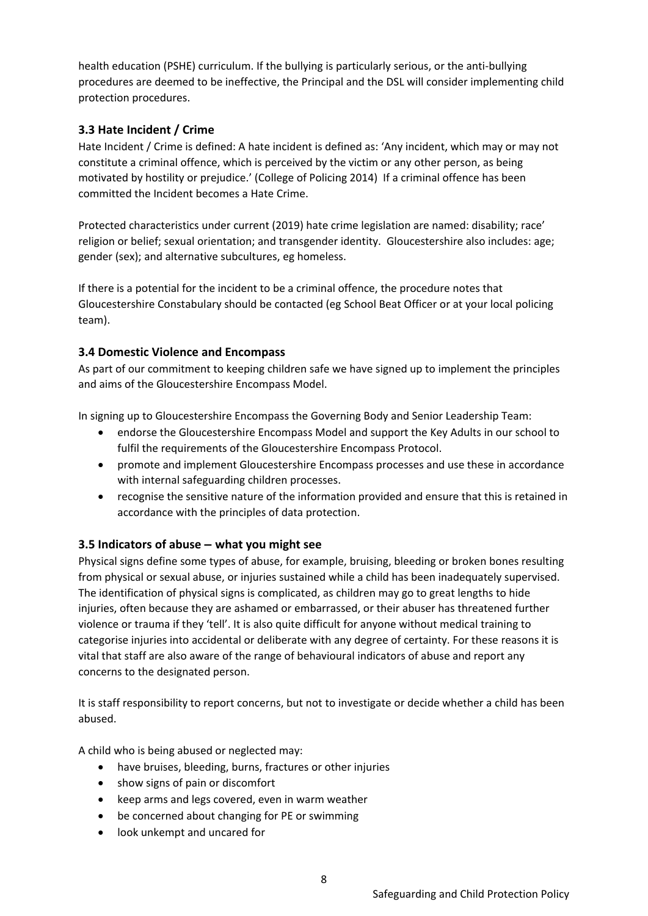health education (PSHE) curriculum. If the bullying is particularly serious, or the anti-bullying procedures are deemed to be ineffective, the Principal and the DSL will consider implementing child protection procedures.

### 3.3 Hate Incident / Crime

Hate Incident / Crime is defined: A hate incident is defined as: 'Any incident, which may or may not constitute a criminal offence, which is perceived by the victim or any other person, as being motivated by hostility or prejudice.' (College of Policing 2014) If a criminal offence has been committed the Incident becomes a Hate Crime.

Protected characteristics under current (2019) hate crime legislation are named: disability; race' religion or belief; sexual orientation; and transgender identity. Gloucestershire also includes: age; gender (sex); and alternative subcultures, eg homeless.

If there is a potential for the incident to be a criminal offence, the procedure notes that Gloucestershire Constabulary should be contacted (eg School Beat Officer or at your local policing team).

### 3.4 Domestic Violence and Encompass

As part of our commitment to keeping children safe we have signed up to implement the principles and aims of the Gloucestershire Encompass Model.

In signing up to Gloucestershire Encompass the Governing Body and Senior Leadership Team:

- endorse the Gloucestershire Encompass Model and support the Key Adults in our school to fulfil the requirements of the Gloucestershire Encompass Protocol.
- promote and implement Gloucestershire Encompass processes and use these in accordance with internal safeguarding children processes.
- recognise the sensitive nature of the information provided and ensure that this is retained in accordance with the principles of data protection.

### 3.5 Indicators of abuse – what you might see

Physical signs define some types of abuse, for example, bruising, bleeding or broken bones resulting from physical or sexual abuse, or injuries sustained while a child has been inadequately supervised. The identification of physical signs is complicated, as children may go to great lengths to hide injuries, often because they are ashamed or embarrassed, or their abuser has threatened further violence or trauma if they 'tell'. It is also quite difficult for anyone without medical training to categorise injuries into accidental or deliberate with any degree of certainty. For these reasons it is vital that staff are also aware of the range of behavioural indicators of abuse and report any concerns to the designated person.

It is staff responsibility to report concerns, but not to investigate or decide whether a child has been abused.

A child who is being abused or neglected may:

- have bruises, bleeding, burns, fractures or other injuries
- show signs of pain or discomfort
- keep arms and legs covered, even in warm weather
- be concerned about changing for PE or swimming
- look unkempt and uncared for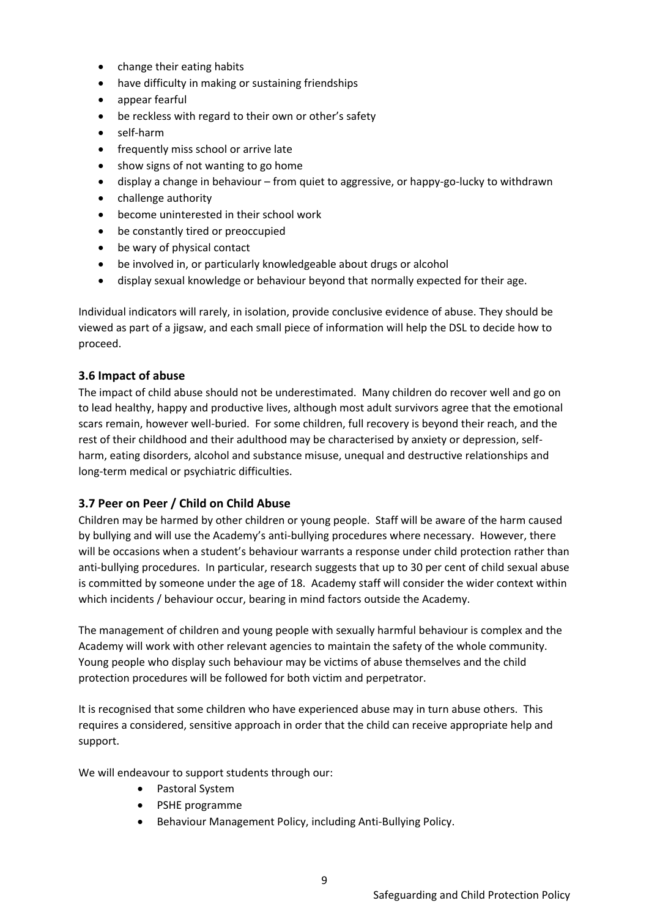- change their eating habits
- have difficulty in making or sustaining friendships
- appear fearful
- be reckless with regard to their own or other's safety
- self-harm
- frequently miss school or arrive late
- show signs of not wanting to go home
- display a change in behaviour – from quiet to aggressive, or happy-go-lucky to withdrawn
- challenge authority
- become uninterested in their school work
- be constantly tired or preoccupied
- be wary of physical contact
- be involved in, or particularly knowledgeable about drugs or alcohol
- display sexual knowledge or behaviour beyond that normally expected for their age.

Individual indicators will rarely, in isolation, provide conclusive evidence of abuse. They should be viewed as part of a jigsaw, and each small piece of information will help the DSL to decide how to proceed.

### 3.6 Impact of abuse

The impact of child abuse should not be underestimated. Many children do recover well and go on to lead healthy, happy and productive lives, although most adult survivors agree that the emotional scars remain, however well-buried. For some children, full recovery is beyond their reach, and the rest of their childhood and their adulthood may be characterised by anxiety or depression, self-harm, eating disorders, alcohol and substance misuse, unequal and destructive relationships and long-term medical or psychiatric difficulties.

### 3.7 Peer on Peer / Child on Child Abuse

Children may be harmed by other children or young people. Staff will be aware of the harm caused by bullying and will use the Academy's anti-bullying procedures where necessary. However, there will be occasions when a student's behaviour warrants a response under child protection rather than anti-bullying procedures. In particular, research suggests that up to 30 per cent of child sexual abuse is committed by someone under the age of 18. Academy staff will consider the wider context within which incidents / behaviour occur, bearing in mind factors outside the Academy.

The management of children and young people with sexually harmful behaviour is complex and the Academy will work with other relevant agencies to maintain the safety of the whole community. Young people who display such behaviour may be victims of abuse themselves and the child protection procedures will be followed for both victim and perpetrator.

It is recognised that some children who have experienced abuse may in turn abuse others. This requires a considered, sensitive approach in order that the child can receive appropriate help and support.

We will endeavour to support students through our:

- Pastoral System
- PSHE programme
- Behaviour Management Policy, including Anti-Bullying Policy.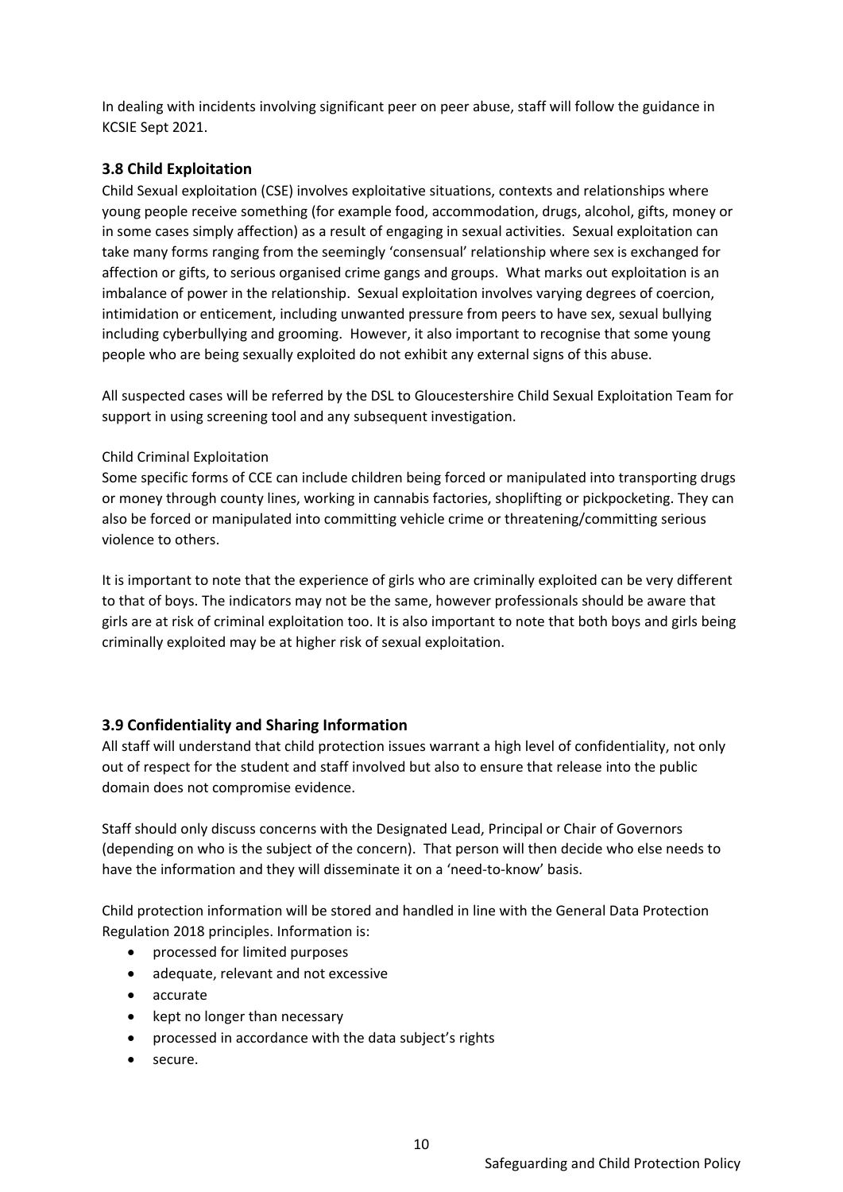In dealing with incidents involving significant peer on peer abuse, staff will follow the guidance in KCSIE Sept 2021.

### 3.8 Child Exploitation

Child Sexual exploitation (CSE) involves exploitative situations, contexts and relationships where young people receive something (for example food, accommodation, drugs, alcohol, gifts, money or in some cases simply affection) as a result of engaging in sexual activities. Sexual exploitation can take many forms ranging from the seemingly 'consensual' relationship where sex is exchanged for affection or gifts, to serious organised crime gangs and groups. What marks out exploitation is an imbalance of power in the relationship. Sexual exploitation involves varying degrees of coercion, intimidation or enticement, including unwanted pressure from peers to have sex, sexual bullying including cyberbullying and grooming. However, it also important to recognise that some young people who are being sexually exploited do not exhibit any external signs of this abuse.

All suspected cases will be referred by the DSL to Gloucestershire Child Sexual Exploitation Team for support in using screening tool and any subsequent investigation.

Child Criminal Exploitation

Some specific forms of CCE can include children being forced or manipulated into transporting drugs or money through county lines, working in cannabis factories, shoplifting or pickpocketing. They can also be forced or manipulated into committing vehicle crime or threatening/committing serious violence to others.

It is important to note that the experience of girls who are criminally exploited can be very different to that of boys. The indicators may not be the same, however professionals should be aware that girls are at risk of criminal exploitation too. It is also important to note that both boys and girls being criminally exploited may be at higher risk of sexual exploitation.

### 3.9 Confidentiality and Sharing Information

All staff will understand that child protection issues warrant a high level of confidentiality, not only out of respect for the student and staff involved but also to ensure that release into the public domain does not compromise evidence.

Staff should only discuss concerns with the Designated Lead, Principal or Chair of Governors (depending on who is the subject of the concern). That person will then decide who else needs to have the information and they will disseminate it on a 'need-to-know' basis.

Child protection information will be stored and handled in line with the General Data Protection Regulation 2018 principles. Information is:

- processed for limited purposes
- adequate, relevant and not excessive
- accurate
- kept no longer than necessary
- processed in accordance with the data subject's rights
- secure.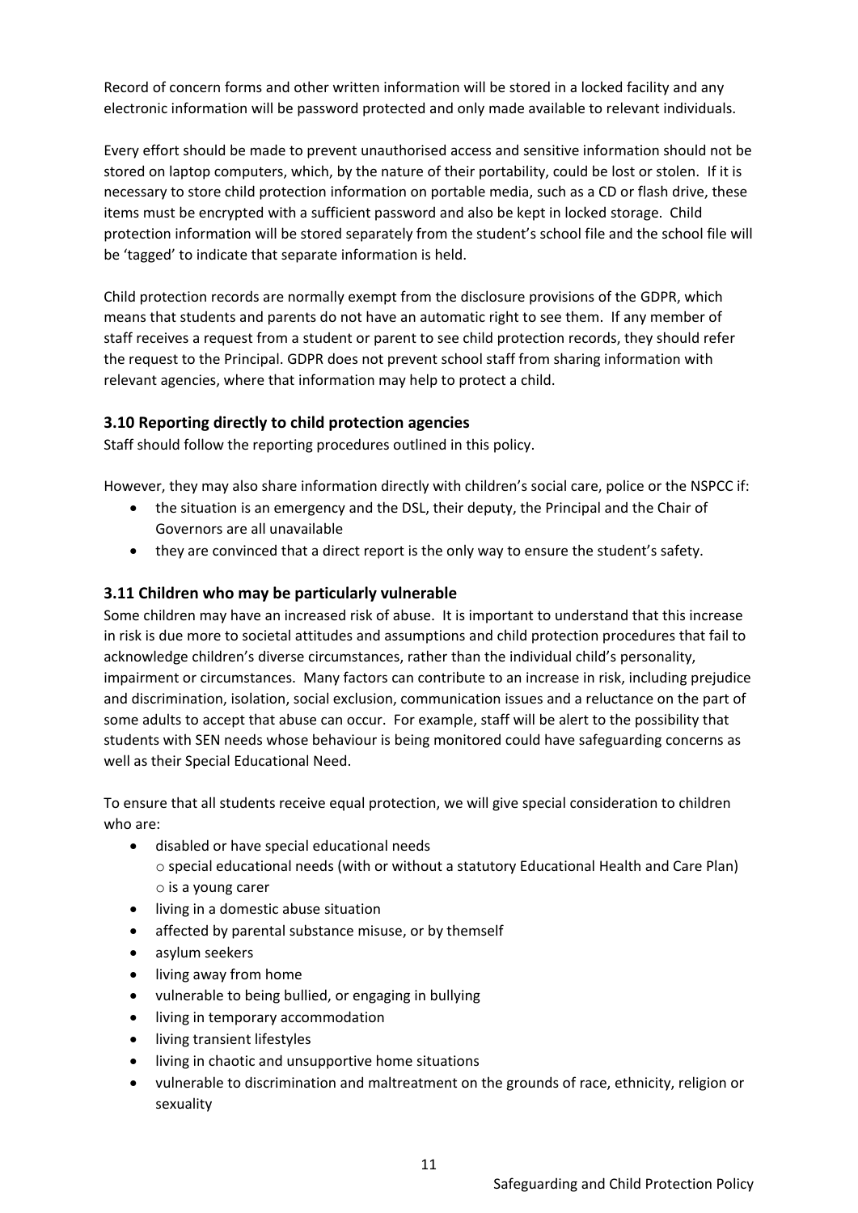Record of concern forms and other written information will be stored in a locked facility and any electronic information will be password protected and only made available to relevant individuals.

Every effort should be made to prevent unauthorised access and sensitive information should not be stored on laptop computers, which, by the nature of their portability, could be lost or stolen. If it is necessary to store child protection information on portable media, such as a CD or flash drive, these items must be encrypted with a sufficient password and also be kept in locked storage. Child protection information will be stored separately from the student's school file and the school file will be 'tagged' to indicate that separate information is held.

Child protection records are normally exempt from the disclosure provisions of the GDPR, which means that students and parents do not have an automatic right to see them. If any member of staff receives a request from a student or parent to see child protection records, they should refer the request to the Principal. GDPR does not prevent school staff from sharing information with relevant agencies, where that information may help to protect a child.

### 3.10 Reporting directly to child protection agencies

Staff should follow the reporting procedures outlined in this policy.

However, they may also share information directly with children's social care, police or the NSPCC if:

- the situation is an emergency and the DSL, their deputy, the Principal and the Chair of Governors are all unavailable
- they are convinced that a direct report is the only way to ensure the student's safety.

### 3.11 Children who may be particularly vulnerable

Some children may have an increased risk of abuse. It is important to understand that this increase in risk is due more to societal attitudes and assumptions and child protection procedures that fail to acknowledge children's diverse circumstances, rather than the individual child's personality, impairment or circumstances. Many factors can contribute to an increase in risk, including prejudice and discrimination, isolation, social exclusion, communication issues and a reluctance on the part of some adults to accept that abuse can occur. For example, staff will be alert to the possibility that students with SEN needs whose behaviour is being monitored could have safeguarding concerns as well as their Special Educational Need.

To ensure that all students receive equal protection, we will give special consideration to children who are:

- disabled or have special educational needs
  - special educational needs (with or without a statutory Educational Health and Care Plan)
  - is a young carer
- living in a domestic abuse situation
- affected by parental substance misuse, or by themself
- asylum seekers
- living away from home
- vulnerable to being bullied, or engaging in bullying
- living in temporary accommodation
- living transient lifestyles
- living in chaotic and unsupportive home situations
- vulnerable to discrimination and maltreatment on the grounds of race, ethnicity, religion or sexuality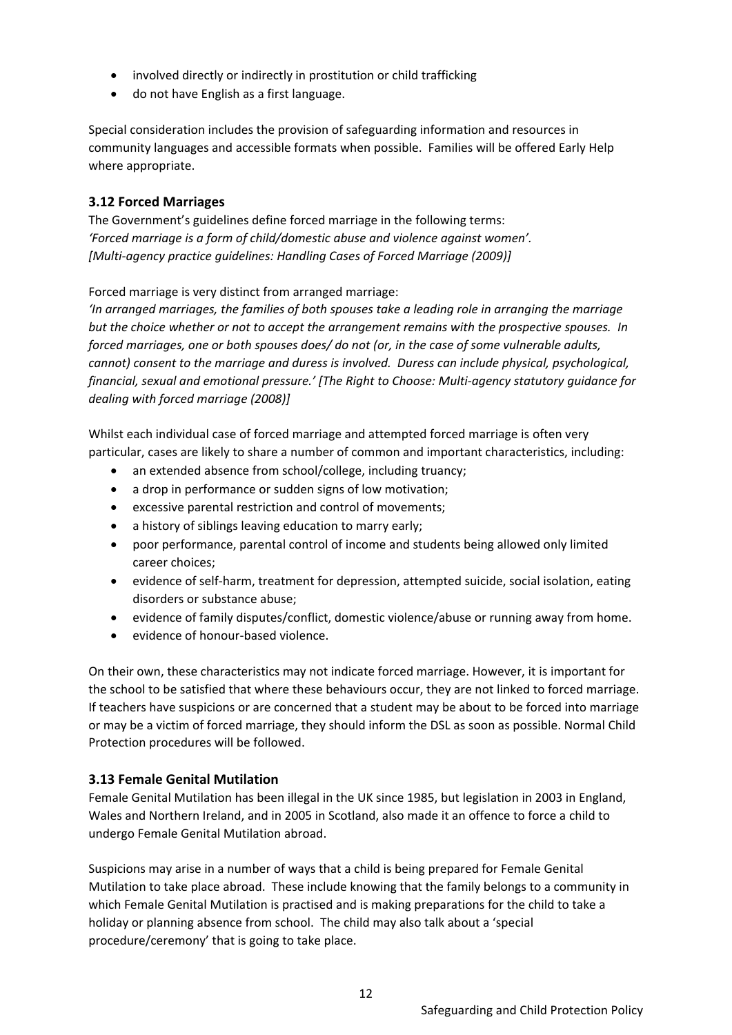- involved directly or indirectly in prostitution or child trafficking
- do not have English as a first language.

Special consideration includes the provision of safeguarding information and resources in community languages and accessible formats when possible. Families will be offered Early Help where appropriate.

### 3.12 Forced Marriages

The Government's guidelines define forced marriage in the following terms:
*'Forced marriage is a form of child/domestic abuse and violence against women'.*
*[Multi-agency practice guidelines: Handling Cases of Forced Marriage (2009)]*

Forced marriage is very distinct from arranged marriage:
*'In arranged marriages, the families of both spouses take a leading role in arranging the marriage but the choice whether or not to accept the arrangement remains with the prospective spouses. In forced marriages, one or both spouses does/ do not (or, in the case of some vulnerable adults, cannot) consent to the marriage and duress is involved. Duress can include physical, psychological, financial, sexual and emotional pressure.' [The Right to Choose: Multi-agency statutory guidance for dealing with forced marriage (2008)]*

Whilst each individual case of forced marriage and attempted forced marriage is often very particular, cases are likely to share a number of common and important characteristics, including:

- an extended absence from school/college, including truancy;
- a drop in performance or sudden signs of low motivation;
- excessive parental restriction and control of movements;
- a history of siblings leaving education to marry early;
- poor performance, parental control of income and students being allowed only limited career choices;
- evidence of self-harm, treatment for depression, attempted suicide, social isolation, eating disorders or substance abuse;
- evidence of family disputes/conflict, domestic violence/abuse or running away from home.
- evidence of honour-based violence.

On their own, these characteristics may not indicate forced marriage. However, it is important for the school to be satisfied that where these behaviours occur, they are not linked to forced marriage. If teachers have suspicions or are concerned that a student may be about to be forced into marriage or may be a victim of forced marriage, they should inform the DSL as soon as possible. Normal Child Protection procedures will be followed.

### 3.13 Female Genital Mutilation

Female Genital Mutilation has been illegal in the UK since 1985, but legislation in 2003 in England, Wales and Northern Ireland, and in 2005 in Scotland, also made it an offence to force a child to undergo Female Genital Mutilation abroad.

Suspicions may arise in a number of ways that a child is being prepared for Female Genital Mutilation to take place abroad. These include knowing that the family belongs to a community in which Female Genital Mutilation is practised and is making preparations for the child to take a holiday or planning absence from school. The child may also talk about a 'special procedure/ceremony' that is going to take place.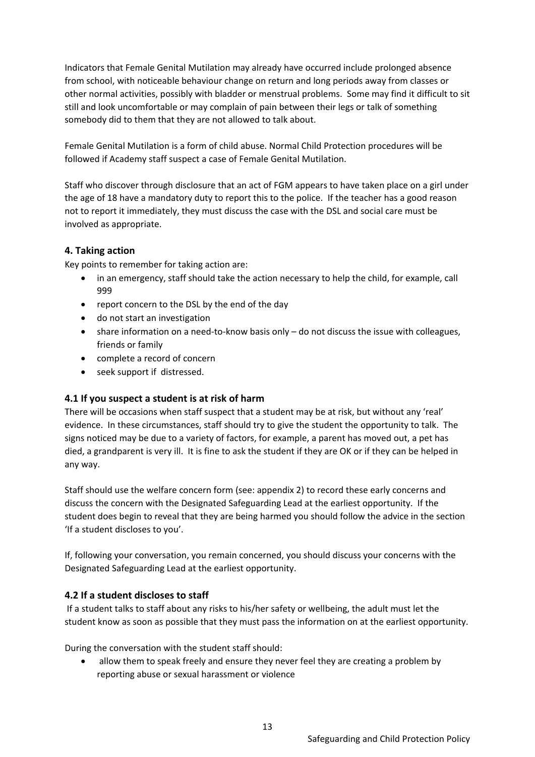Indicators that Female Genital Mutilation may already have occurred include prolonged absence from school, with noticeable behaviour change on return and long periods away from classes or other normal activities, possibly with bladder or menstrual problems. Some may find it difficult to sit still and look uncomfortable or may complain of pain between their legs or talk of something somebody did to them that they are not allowed to talk about.

Female Genital Mutilation is a form of child abuse. Normal Child Protection procedures will be followed if Academy staff suspect a case of Female Genital Mutilation.

Staff who discover through disclosure that an act of FGM appears to have taken place on a girl under the age of 18 have a mandatory duty to report this to the police. If the teacher has a good reason not to report it immediately, they must discuss the case with the DSL and social care must be involved as appropriate.

### 4. Taking action

Key points to remember for taking action are:

- in an emergency, staff should take the action necessary to help the child, for example, call 999
- report concern to the DSL by the end of the day
- do not start an investigation
- share information on a need-to-know basis only – do not discuss the issue with colleagues, friends or family
- complete a record of concern
- seek support if distressed.

### 4.1 If you suspect a student is at risk of harm

There will be occasions when staff suspect that a student may be at risk, but without any 'real' evidence. In these circumstances, staff should try to give the student the opportunity to talk. The signs noticed may be due to a variety of factors, for example, a parent has moved out, a pet has died, a grandparent is very ill. It is fine to ask the student if they are OK or if they can be helped in any way.

Staff should use the welfare concern form (see: appendix 2) to record these early concerns and discuss the concern with the Designated Safeguarding Lead at the earliest opportunity. If the student does begin to reveal that they are being harmed you should follow the advice in the section 'If a student discloses to you'.

If, following your conversation, you remain concerned, you should discuss your concerns with the Designated Safeguarding Lead at the earliest opportunity.

### 4.2 If a student discloses to staff

If a student talks to staff about any risks to his/her safety or wellbeing, the adult must let the student know as soon as possible that they must pass the information on at the earliest opportunity.

During the conversation with the student staff should:

- allow them to speak freely and ensure they never feel they are creating a problem by reporting abuse or sexual harassment or violence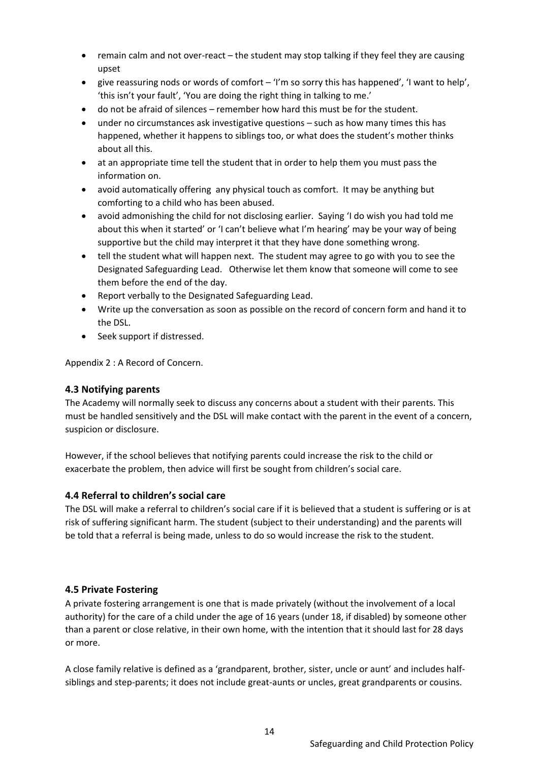- remain calm and not over-react – the student may stop talking if they feel they are causing upset
- give reassuring nods or words of comfort – 'I'm so sorry this has happened', 'I want to help', 'this isn't your fault', 'You are doing the right thing in talking to me.'
- do not be afraid of silences – remember how hard this must be for the student.
- under no circumstances ask investigative questions – such as how many times this has happened, whether it happens to siblings too, or what does the student's mother thinks about all this.
- at an appropriate time tell the student that in order to help them you must pass the information on.
- avoid automatically offering any physical touch as comfort. It may be anything but comforting to a child who has been abused.
- avoid admonishing the child for not disclosing earlier. Saying 'I do wish you had told me about this when it started' or 'I can't believe what I'm hearing' may be your way of being supportive but the child may interpret it that they have done something wrong.
- tell the student what will happen next. The student may agree to go with you to see the Designated Safeguarding Lead. Otherwise let them know that someone will come to see them before the end of the day.
- Report verbally to the Designated Safeguarding Lead.
- Write up the conversation as soon as possible on the record of concern form and hand it to the DSL.
- Seek support if distressed.

Appendix 2 : A Record of Concern.

### 4.3 Notifying parents

The Academy will normally seek to discuss any concerns about a student with their parents. This must be handled sensitively and the DSL will make contact with the parent in the event of a concern, suspicion or disclosure.

However, if the school believes that notifying parents could increase the risk to the child or exacerbate the problem, then advice will first be sought from children's social care.

### 4.4 Referral to children's social care

The DSL will make a referral to children's social care if it is believed that a student is suffering or is at risk of suffering significant harm. The student (subject to their understanding) and the parents will be told that a referral is being made, unless to do so would increase the risk to the student.

### 4.5 Private Fostering

A private fostering arrangement is one that is made privately (without the involvement of a local authority) for the care of a child under the age of 16 years (under 18, if disabled) by someone other than a parent or close relative, in their own home, with the intention that it should last for 28 days or more.

A close family relative is defined as a 'grandparent, brother, sister, uncle or aunt' and includes half-siblings and step-parents; it does not include great-aunts or uncles, great grandparents or cousins.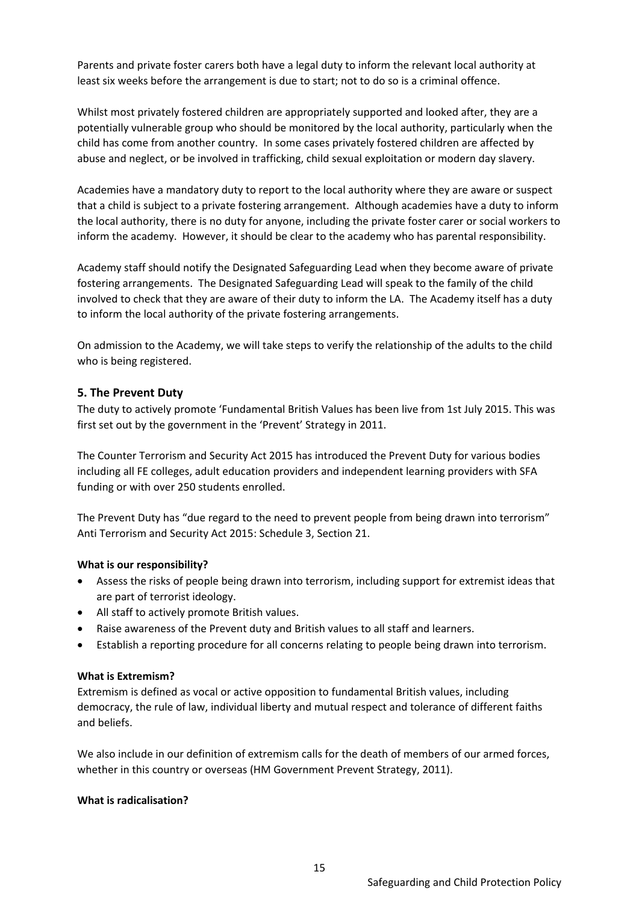Parents and private foster carers both have a legal duty to inform the relevant local authority at least six weeks before the arrangement is due to start; not to do so is a criminal offence.

Whilst most privately fostered children are appropriately supported and looked after, they are a potentially vulnerable group who should be monitored by the local authority, particularly when the child has come from another country. In some cases privately fostered children are affected by abuse and neglect, or be involved in trafficking, child sexual exploitation or modern day slavery.

Academies have a mandatory duty to report to the local authority where they are aware or suspect that a child is subject to a private fostering arrangement. Although academies have a duty to inform the local authority, there is no duty for anyone, including the private foster carer or social workers to inform the academy. However, it should be clear to the academy who has parental responsibility.

Academy staff should notify the Designated Safeguarding Lead when they become aware of private fostering arrangements. The Designated Safeguarding Lead will speak to the family of the child involved to check that they are aware of their duty to inform the LA. The Academy itself has a duty to inform the local authority of the private fostering arrangements.

On admission to the Academy, we will take steps to verify the relationship of the adults to the child who is being registered.

## 5. The Prevent Duty

The duty to actively promote 'Fundamental British Values has been live from 1st July 2015. This was first set out by the government in the 'Prevent' Strategy in 2011.

The Counter Terrorism and Security Act 2015 has introduced the Prevent Duty for various bodies including all FE colleges, adult education providers and independent learning providers with SFA funding or with over 250 students enrolled.

The Prevent Duty has "due regard to the need to prevent people from being drawn into terrorism" Anti Terrorism and Security Act 2015: Schedule 3, Section 21.

**What is our responsibility?**

- Assess the risks of people being drawn into terrorism, including support for extremist ideas that are part of terrorist ideology.
- All staff to actively promote British values.
- Raise awareness of the Prevent duty and British values to all staff and learners.
- Establish a reporting procedure for all concerns relating to people being drawn into terrorism.

**What is Extremism?**

Extremism is defined as vocal or active opposition to fundamental British values, including democracy, the rule of law, individual liberty and mutual respect and tolerance of different faiths and beliefs.

We also include in our definition of extremism calls for the death of members of our armed forces, whether in this country or overseas (HM Government Prevent Strategy, 2011).

**What is radicalisation?**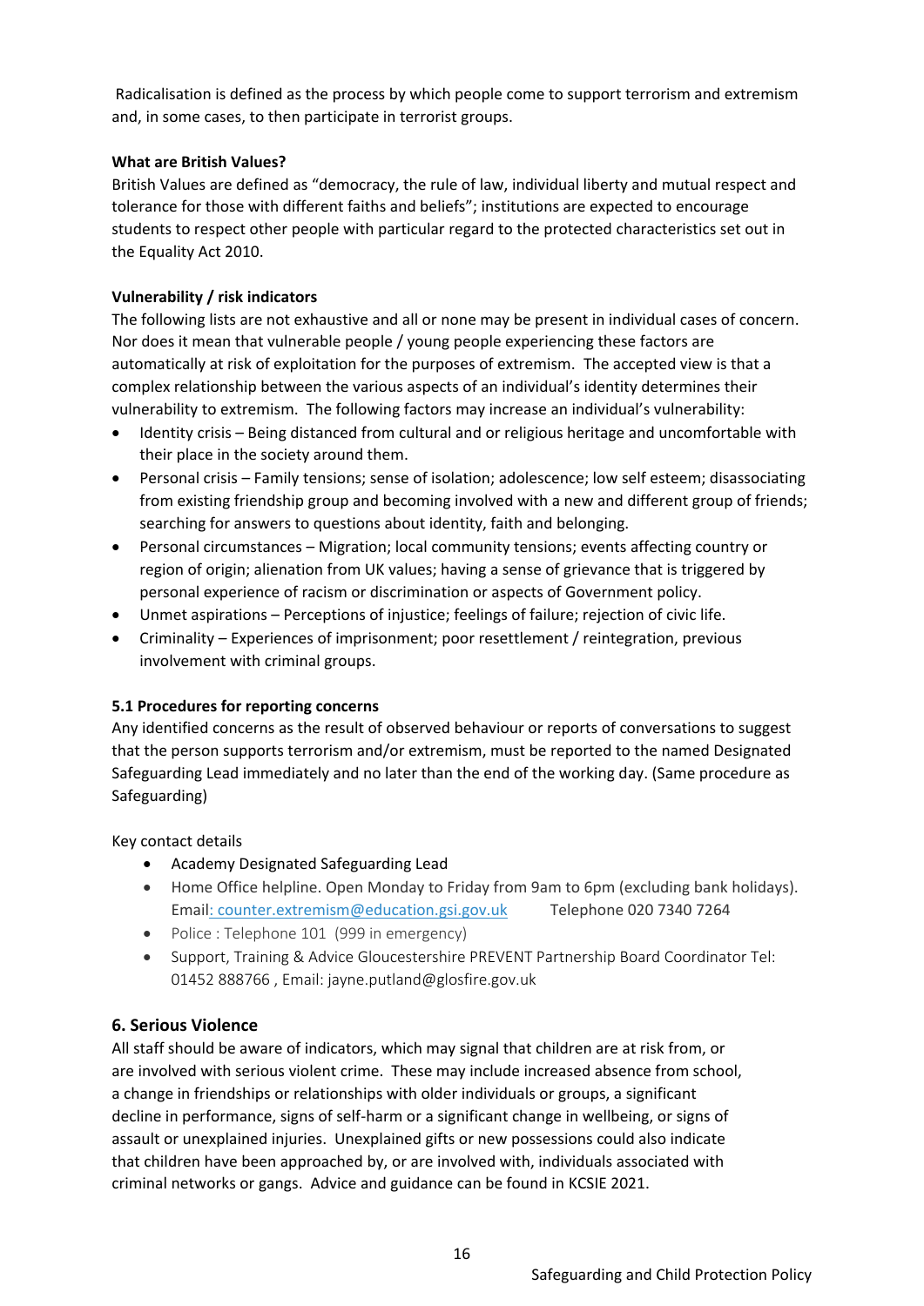Radicalisation is defined as the process by which people come to support terrorism and extremism and, in some cases, to then participate in terrorist groups.

**What are British Values?**

British Values are defined as "democracy, the rule of law, individual liberty and mutual respect and tolerance for those with different faiths and beliefs"; institutions are expected to encourage students to respect other people with particular regard to the protected characteristics set out in the Equality Act 2010.

**Vulnerability / risk indicators**

The following lists are not exhaustive and all or none may be present in individual cases of concern. Nor does it mean that vulnerable people / young people experiencing these factors are automatically at risk of exploitation for the purposes of extremism. The accepted view is that a complex relationship between the various aspects of an individual's identity determines their vulnerability to extremism. The following factors may increase an individual's vulnerability:

- Identity crisis – Being distanced from cultural and or religious heritage and uncomfortable with their place in the society around them.
- Personal crisis – Family tensions; sense of isolation; adolescence; low self esteem; disassociating from existing friendship group and becoming involved with a new and different group of friends; searching for answers to questions about identity, faith and belonging.
- Personal circumstances – Migration; local community tensions; events affecting country or region of origin; alienation from UK values; having a sense of grievance that is triggered by personal experience of racism or discrimination or aspects of Government policy.
- Unmet aspirations – Perceptions of injustice; feelings of failure; rejection of civic life.
- Criminality – Experiences of imprisonment; poor resettlement / reintegration, previous involvement with criminal groups.

**5.1 Procedures for reporting concerns**

Any identified concerns as the result of observed behaviour or reports of conversations to suggest that the person supports terrorism and/or extremism, must be reported to the named Designated Safeguarding Lead immediately and no later than the end of the working day. (Same procedure as Safeguarding)

Key contact details

- Academy Designated Safeguarding Lead
- Home Office helpline. Open Monday to Friday from 9am to 6pm (excluding bank holidays). Email: counter.extremism@education.gsi.gov.uk Telephone 020 7340 7264
- Police : Telephone 101 (999 in emergency)
- Support, Training & Advice Gloucestershire PREVENT Partnership Board Coordinator Tel: 01452 888766 , Email: jayne.putland@glosfire.gov.uk

## 6. Serious Violence

All staff should be aware of indicators, which may signal that children are at risk from, or are involved with serious violent crime. These may include increased absence from school, a change in friendships or relationships with older individuals or groups, a significant decline in performance, signs of self-harm or a significant change in wellbeing, or signs of assault or unexplained injuries. Unexplained gifts or new possessions could also indicate that children have been approached by, or are involved with, individuals associated with criminal networks or gangs. Advice and guidance can be found in KCSIE 2021.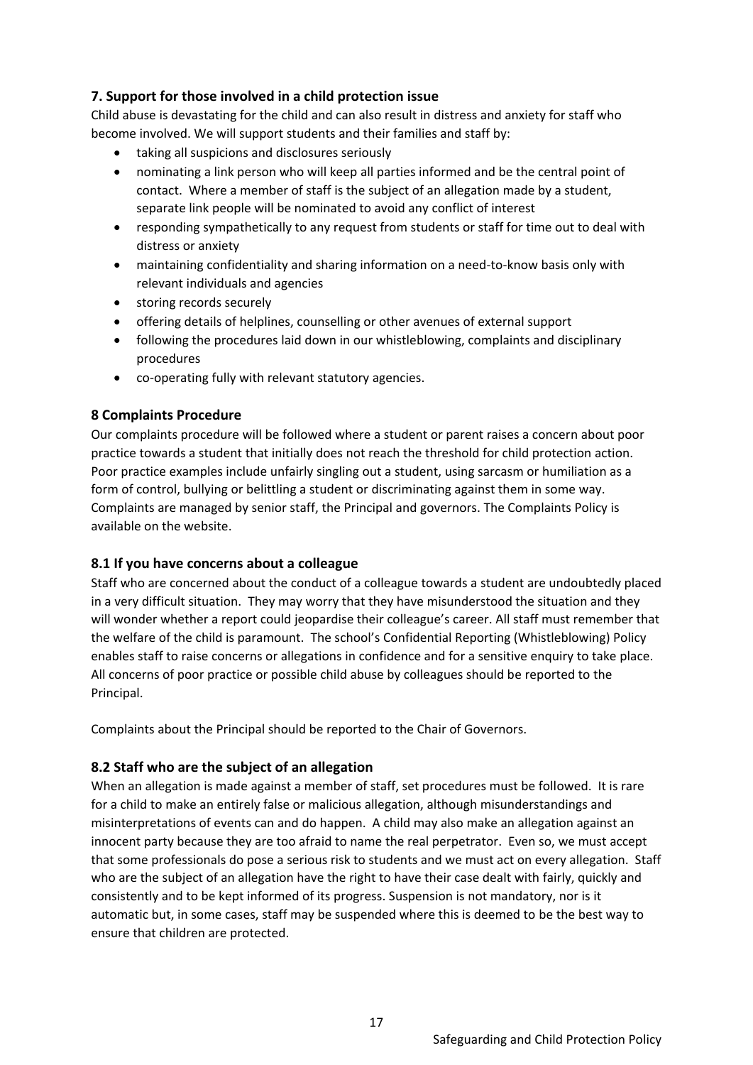### 7. Support for those involved in a child protection issue

Child abuse is devastating for the child and can also result in distress and anxiety for staff who become involved. We will support students and their families and staff by:

- taking all suspicions and disclosures seriously
- nominating a link person who will keep all parties informed and be the central point of contact. Where a member of staff is the subject of an allegation made by a student, separate link people will be nominated to avoid any conflict of interest
- responding sympathetically to any request from students or staff for time out to deal with distress or anxiety
- maintaining confidentiality and sharing information on a need-to-know basis only with relevant individuals and agencies
- storing records securely
- offering details of helplines, counselling or other avenues of external support
- following the procedures laid down in our whistleblowing, complaints and disciplinary procedures
- co-operating fully with relevant statutory agencies.

### 8 Complaints Procedure

Our complaints procedure will be followed where a student or parent raises a concern about poor practice towards a student that initially does not reach the threshold for child protection action. Poor practice examples include unfairly singling out a student, using sarcasm or humiliation as a form of control, bullying or belittling a student or discriminating against them in some way. Complaints are managed by senior staff, the Principal and governors. The Complaints Policy is available on the website.

### 8.1 If you have concerns about a colleague

Staff who are concerned about the conduct of a colleague towards a student are undoubtedly placed in a very difficult situation. They may worry that they have misunderstood the situation and they will wonder whether a report could jeopardise their colleague's career. All staff must remember that the welfare of the child is paramount. The school's Confidential Reporting (Whistleblowing) Policy enables staff to raise concerns or allegations in confidence and for a sensitive enquiry to take place. All concerns of poor practice or possible child abuse by colleagues should be reported to the Principal.

Complaints about the Principal should be reported to the Chair of Governors.

### 8.2 Staff who are the subject of an allegation

When an allegation is made against a member of staff, set procedures must be followed. It is rare for a child to make an entirely false or malicious allegation, although misunderstandings and misinterpretations of events can and do happen. A child may also make an allegation against an innocent party because they are too afraid to name the real perpetrator. Even so, we must accept that some professionals do pose a serious risk to students and we must act on every allegation. Staff who are the subject of an allegation have the right to have their case dealt with fairly, quickly and consistently and to be kept informed of its progress. Suspension is not mandatory, nor is it automatic but, in some cases, staff may be suspended where this is deemed to be the best way to ensure that children are protected.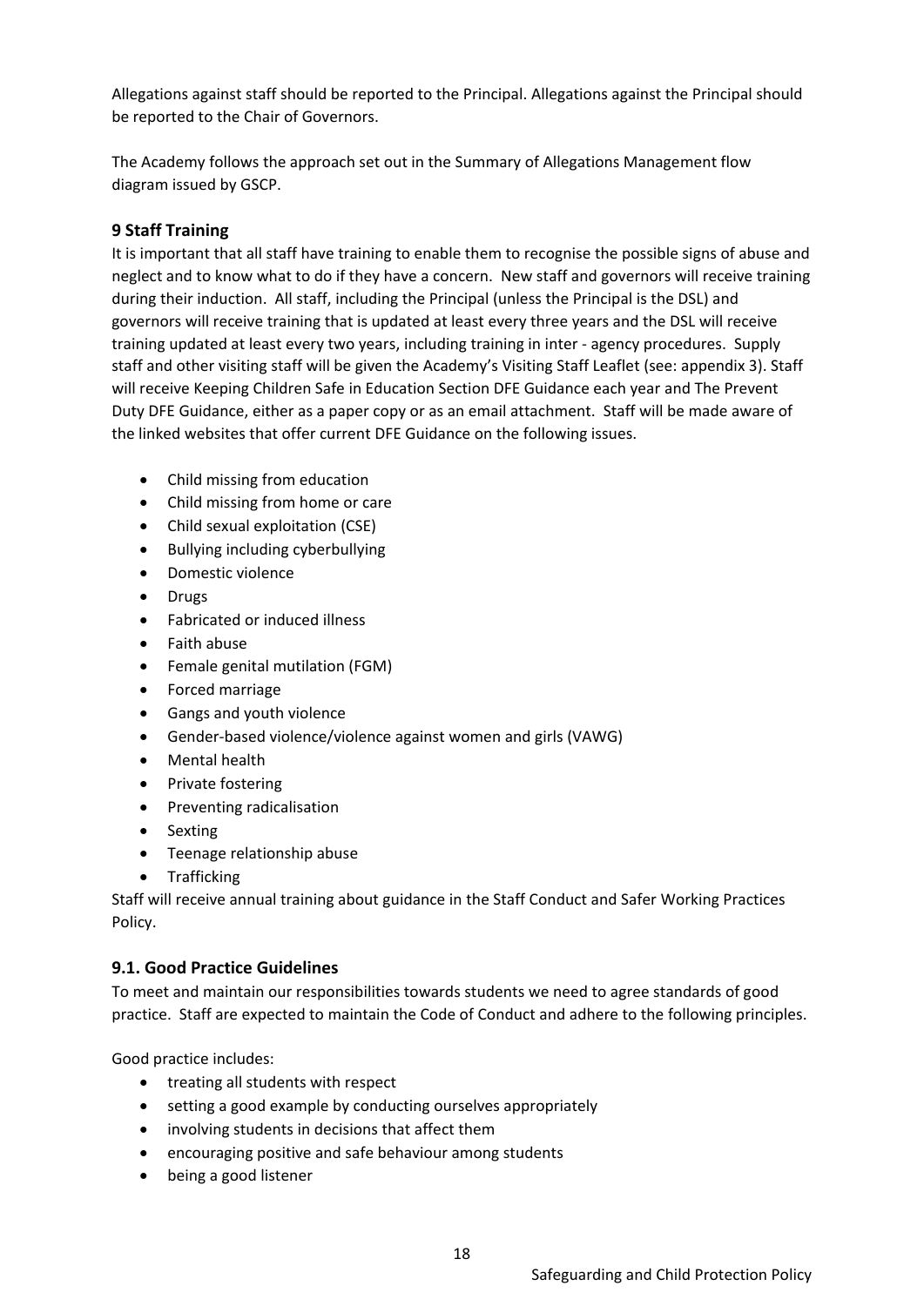Allegations against staff should be reported to the Principal. Allegations against the Principal should be reported to the Chair of Governors.

The Academy follows the approach set out in the Summary of Allegations Management flow diagram issued by GSCP.

## 9 Staff Training

It is important that all staff have training to enable them to recognise the possible signs of abuse and neglect and to know what to do if they have a concern. New staff and governors will receive training during their induction. All staff, including the Principal (unless the Principal is the DSL) and governors will receive training that is updated at least every three years and the DSL will receive training updated at least every two years, including training in inter - agency procedures. Supply staff and other visiting staff will be given the Academy's Visiting Staff Leaflet (see: appendix 3). Staff will receive Keeping Children Safe in Education Section DFE Guidance each year and The Prevent Duty DFE Guidance, either as a paper copy or as an email attachment. Staff will be made aware of the linked websites that offer current DFE Guidance on the following issues.

- Child missing from education
- Child missing from home or care
- Child sexual exploitation (CSE)
- Bullying including cyberbullying
- Domestic violence
- Drugs
- Fabricated or induced illness
- Faith abuse
- Female genital mutilation (FGM)
- Forced marriage
- Gangs and youth violence
- Gender-based violence/violence against women and girls (VAWG)
- Mental health
- Private fostering
- Preventing radicalisation
- Sexting
- Teenage relationship abuse
- Trafficking

Staff will receive annual training about guidance in the Staff Conduct and Safer Working Practices Policy.

### 9.1. Good Practice Guidelines

To meet and maintain our responsibilities towards students we need to agree standards of good practice. Staff are expected to maintain the Code of Conduct and adhere to the following principles.

Good practice includes:

- treating all students with respect
- setting a good example by conducting ourselves appropriately
- involving students in decisions that affect them
- encouraging positive and safe behaviour among students
- being a good listener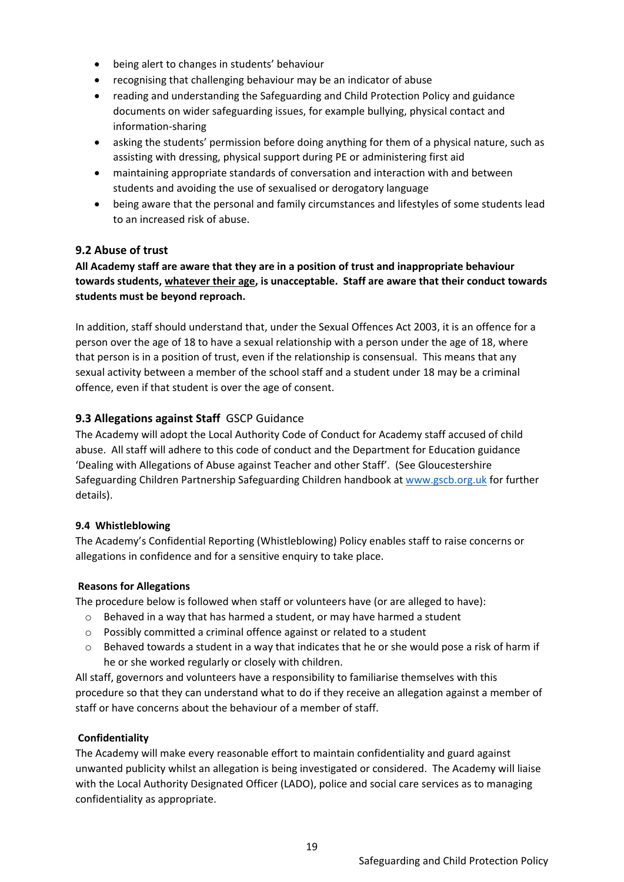- being alert to changes in students' behaviour
- recognising that challenging behaviour may be an indicator of abuse
- reading and understanding the Safeguarding and Child Protection Policy and guidance documents on wider safeguarding issues, for example bullying, physical contact and information-sharing
- asking the students' permission before doing anything for them of a physical nature, such as assisting with dressing, physical support during PE or administering first aid
- maintaining appropriate standards of conversation and interaction with and between students and avoiding the use of sexualised or derogatory language
- being aware that the personal and family circumstances and lifestyles of some students lead to an increased risk of abuse.

### 9.2 Abuse of trust

**All Academy staff are aware that they are in a position of trust and inappropriate behaviour towards students, <u>whatever their age</u>, is unacceptable. Staff are aware that their conduct towards students must be beyond reproach.**

In addition, staff should understand that, under the Sexual Offences Act 2003, it is an offence for a person over the age of 18 to have a sexual relationship with a person under the age of 18, where that person is in a position of trust, even if the relationship is consensual. This means that any sexual activity between a member of the school staff and a student under 18 may be a criminal offence, even if that student is over the age of consent.

### 9.3 Allegations against Staff GSCP Guidance

The Academy will adopt the Local Authority Code of Conduct for Academy staff accused of child abuse. All staff will adhere to this code of conduct and the Department for Education guidance 'Dealing with Allegations of Abuse against Teacher and other Staff'. (See Gloucestershire Safeguarding Children Partnership Safeguarding Children handbook at [www.gscb.org.uk](http://www.gscb.org.uk) for further details).

**9.4 Whistleblowing**

The Academy's Confidential Reporting (Whistleblowing) Policy enables staff to raise concerns or allegations in confidence and for a sensitive enquiry to take place.

**Reasons for Allegations**

The procedure below is followed when staff or volunteers have (or are alleged to have):

- Behaved in a way that has harmed a student, or may have harmed a student
- Possibly committed a criminal offence against or related to a student
- Behaved towards a student in a way that indicates that he or she would pose a risk of harm if he or she worked regularly or closely with children.

All staff, governors and volunteers have a responsibility to familiarise themselves with this procedure so that they can understand what to do if they receive an allegation against a member of staff or have concerns about the behaviour of a member of staff.

**Confidentiality**

The Academy will make every reasonable effort to maintain confidentiality and guard against unwanted publicity whilst an allegation is being investigated or considered. The Academy will liaise with the Local Authority Designated Officer (LADO), police and social care services as to managing confidentiality as appropriate.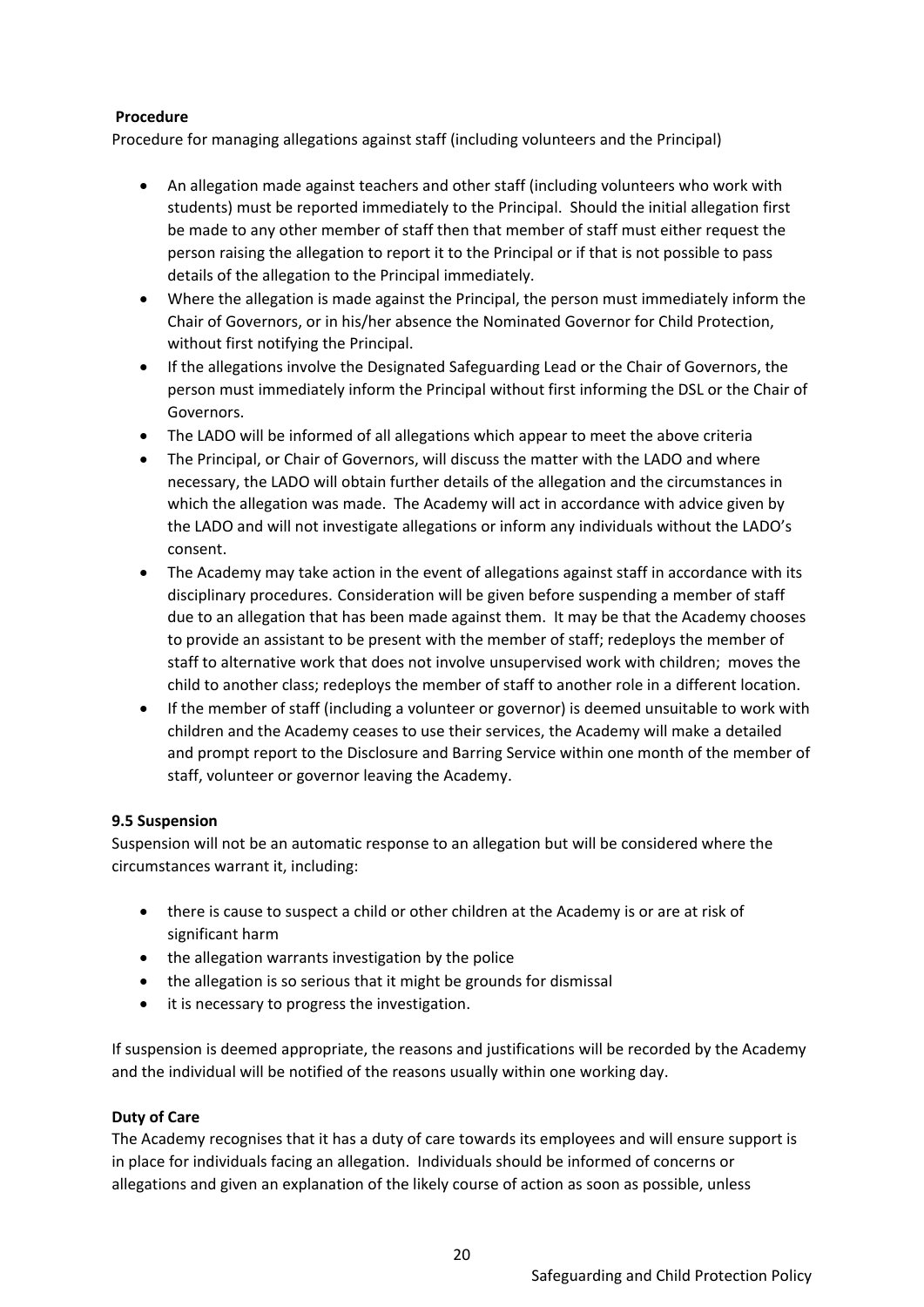**Procedure**

Procedure for managing allegations against staff (including volunteers and the Principal)

- An allegation made against teachers and other staff (including volunteers who work with students) must be reported immediately to the Principal. Should the initial allegation first be made to any other member of staff then that member of staff must either request the person raising the allegation to report it to the Principal or if that is not possible to pass details of the allegation to the Principal immediately.
- Where the allegation is made against the Principal, the person must immediately inform the Chair of Governors, or in his/her absence the Nominated Governor for Child Protection, without first notifying the Principal.
- If the allegations involve the Designated Safeguarding Lead or the Chair of Governors, the person must immediately inform the Principal without first informing the DSL or the Chair of Governors.
- The LADO will be informed of all allegations which appear to meet the above criteria
- The Principal, or Chair of Governors, will discuss the matter with the LADO and where necessary, the LADO will obtain further details of the allegation and the circumstances in which the allegation was made. The Academy will act in accordance with advice given by the LADO and will not investigate allegations or inform any individuals without the LADO's consent.
- The Academy may take action in the event of allegations against staff in accordance with its disciplinary procedures. Consideration will be given before suspending a member of staff due to an allegation that has been made against them. It may be that the Academy chooses to provide an assistant to be present with the member of staff; redeploys the member of staff to alternative work that does not involve unsupervised work with children; moves the child to another class; redeploys the member of staff to another role in a different location.
- If the member of staff (including a volunteer or governor) is deemed unsuitable to work with children and the Academy ceases to use their services, the Academy will make a detailed and prompt report to the Disclosure and Barring Service within one month of the member of staff, volunteer or governor leaving the Academy.

**9.5 Suspension**

Suspension will not be an automatic response to an allegation but will be considered where the circumstances warrant it, including:

- there is cause to suspect a child or other children at the Academy is or are at risk of significant harm
- the allegation warrants investigation by the police
- the allegation is so serious that it might be grounds for dismissal
- it is necessary to progress the investigation.

If suspension is deemed appropriate, the reasons and justifications will be recorded by the Academy and the individual will be notified of the reasons usually within one working day.

**Duty of Care**

The Academy recognises that it has a duty of care towards its employees and will ensure support is in place for individuals facing an allegation. Individuals should be informed of concerns or allegations and given an explanation of the likely course of action as soon as possible, unless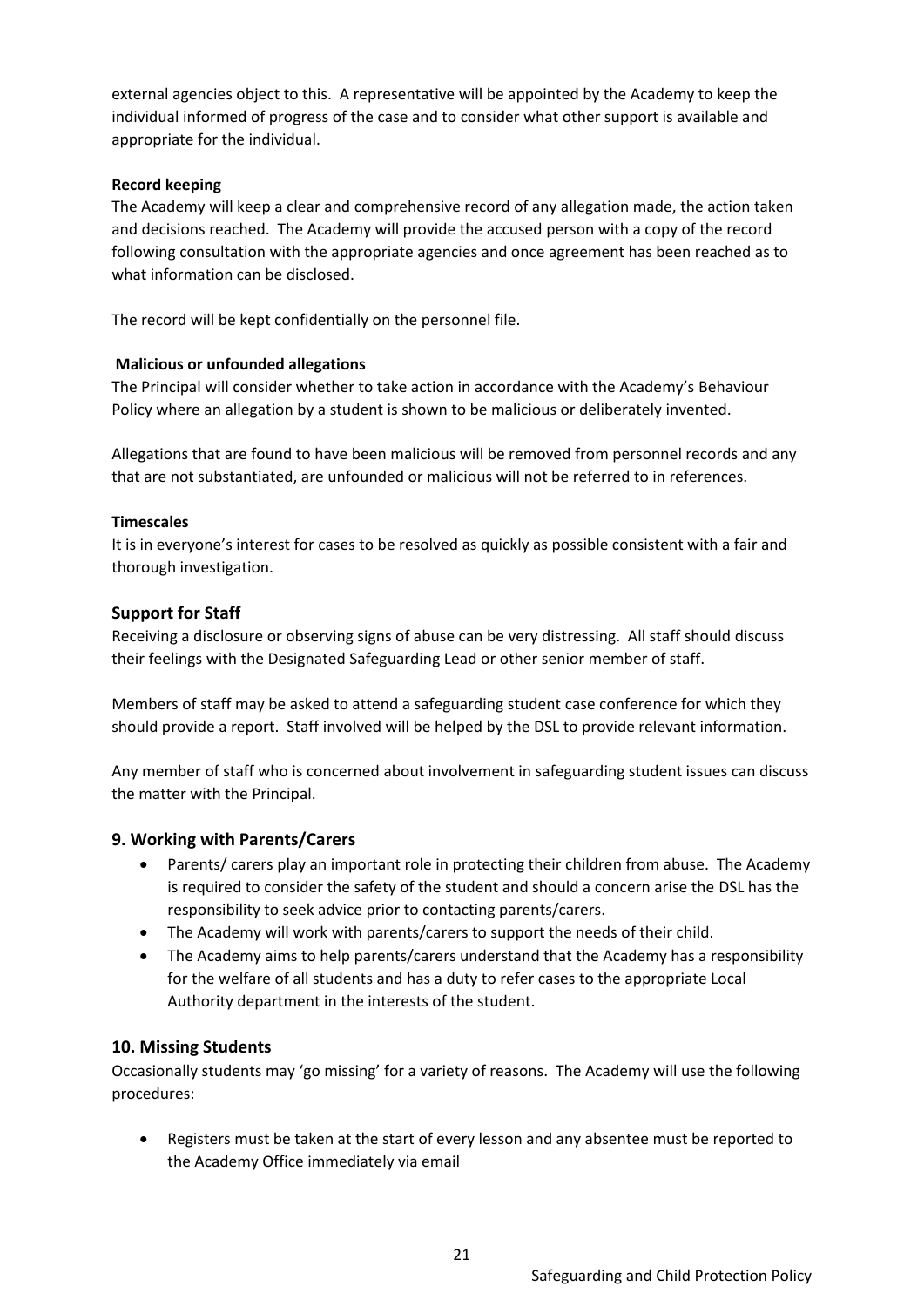external agencies object to this. A representative will be appointed by the Academy to keep the individual informed of progress of the case and to consider what other support is available and appropriate for the individual.

**Record keeping**

The Academy will keep a clear and comprehensive record of any allegation made, the action taken and decisions reached. The Academy will provide the accused person with a copy of the record following consultation with the appropriate agencies and once agreement has been reached as to what information can be disclosed.

The record will be kept confidentially on the personnel file.

**Malicious or unfounded allegations**

The Principal will consider whether to take action in accordance with the Academy's Behaviour Policy where an allegation by a student is shown to be malicious or deliberately invented.

Allegations that are found to have been malicious will be removed from personnel records and any that are not substantiated, are unfounded or malicious will not be referred to in references.

**Timescales**

It is in everyone's interest for cases to be resolved as quickly as possible consistent with a fair and thorough investigation.

### Support for Staff

Receiving a disclosure or observing signs of abuse can be very distressing. All staff should discuss their feelings with the Designated Safeguarding Lead or other senior member of staff.

Members of staff may be asked to attend a safeguarding student case conference for which they should provide a report. Staff involved will be helped by the DSL to provide relevant information.

Any member of staff who is concerned about involvement in safeguarding student issues can discuss the matter with the Principal.

## 9. Working with Parents/Carers

- Parents/ carers play an important role in protecting their children from abuse. The Academy is required to consider the safety of the student and should a concern arise the DSL has the responsibility to seek advice prior to contacting parents/carers.
- The Academy will work with parents/carers to support the needs of their child.
- The Academy aims to help parents/carers understand that the Academy has a responsibility for the welfare of all students and has a duty to refer cases to the appropriate Local Authority department in the interests of the student.

## 10. Missing Students

Occasionally students may 'go missing' for a variety of reasons. The Academy will use the following procedures:

- Registers must be taken at the start of every lesson and any absentee must be reported to the Academy Office immediately via email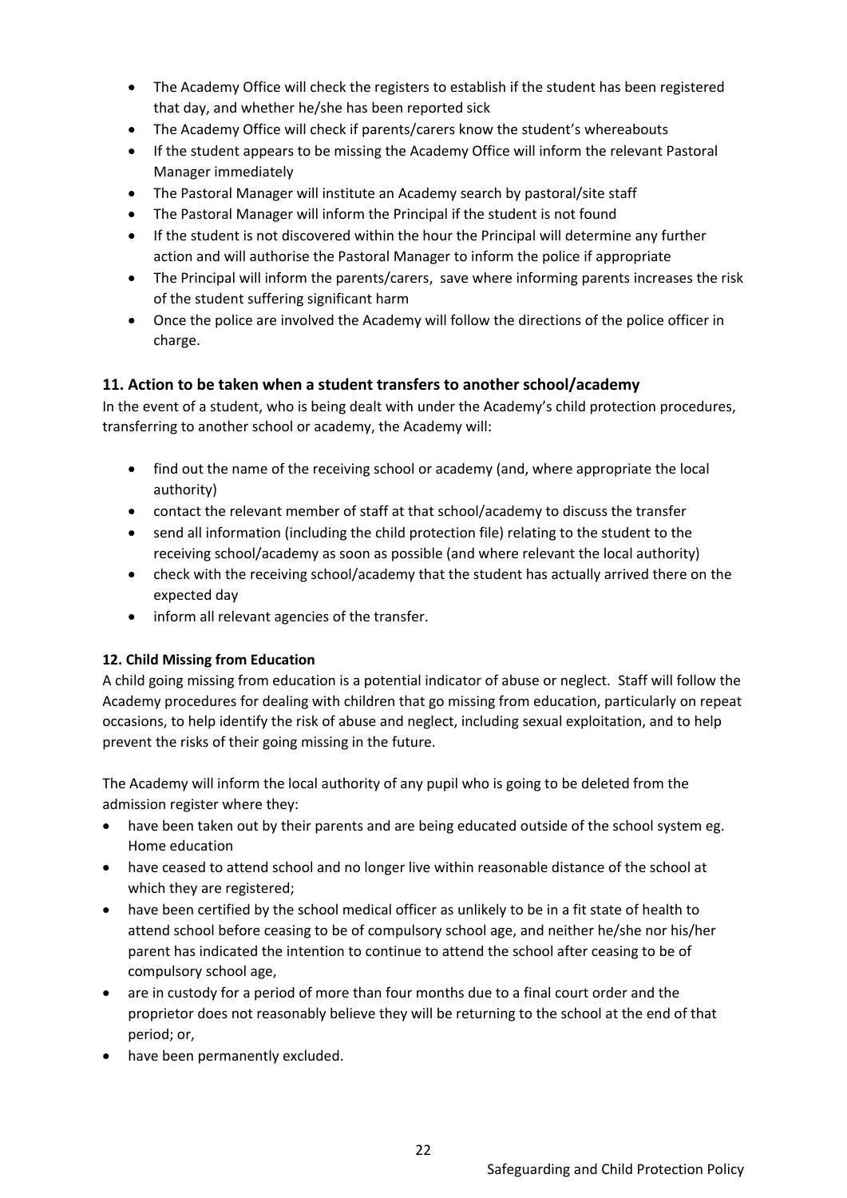- The Academy Office will check the registers to establish if the student has been registered that day, and whether he/she has been reported sick
- The Academy Office will check if parents/carers know the student's whereabouts
- If the student appears to be missing the Academy Office will inform the relevant Pastoral Manager immediately
- The Pastoral Manager will institute an Academy search by pastoral/site staff
- The Pastoral Manager will inform the Principal if the student is not found
- If the student is not discovered within the hour the Principal will determine any further action and will authorise the Pastoral Manager to inform the police if appropriate
- The Principal will inform the parents/carers, save where informing parents increases the risk of the student suffering significant harm
- Once the police are involved the Academy will follow the directions of the police officer in charge.

## 11. Action to be taken when a student transfers to another school/academy

In the event of a student, who is being dealt with under the Academy's child protection procedures, transferring to another school or academy, the Academy will:

- find out the name of the receiving school or academy (and, where appropriate the local authority)
- contact the relevant member of staff at that school/academy to discuss the transfer
- send all information (including the child protection file) relating to the student to the receiving school/academy as soon as possible (and where relevant the local authority)
- check with the receiving school/academy that the student has actually arrived there on the expected day
- inform all relevant agencies of the transfer.

### 12. Child Missing from Education

A child going missing from education is a potential indicator of abuse or neglect. Staff will follow the Academy procedures for dealing with children that go missing from education, particularly on repeat occasions, to help identify the risk of abuse and neglect, including sexual exploitation, and to help prevent the risks of their going missing in the future.

The Academy will inform the local authority of any pupil who is going to be deleted from the admission register where they:

- have been taken out by their parents and are being educated outside of the school system eg. Home education
- have ceased to attend school and no longer live within reasonable distance of the school at which they are registered;
- have been certified by the school medical officer as unlikely to be in a fit state of health to attend school before ceasing to be of compulsory school age, and neither he/she nor his/her parent has indicated the intention to continue to attend the school after ceasing to be of compulsory school age,
- are in custody for a period of more than four months due to a final court order and the proprietor does not reasonably believe they will be returning to the school at the end of that period; or,
- have been permanently excluded.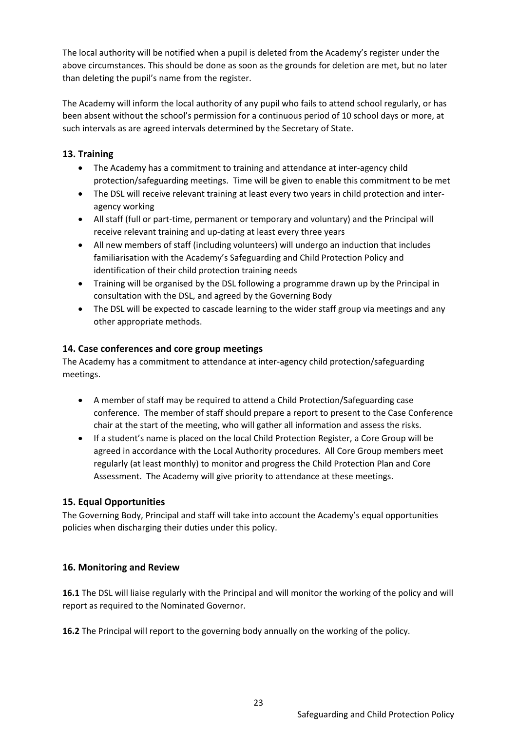The local authority will be notified when a pupil is deleted from the Academy's register under the above circumstances. This should be done as soon as the grounds for deletion are met, but no later than deleting the pupil's name from the register.

The Academy will inform the local authority of any pupil who fails to attend school regularly, or has been absent without the school's permission for a continuous period of 10 school days or more, at such intervals as are agreed intervals determined by the Secretary of State.

### 13. Training

- The Academy has a commitment to training and attendance at inter-agency child protection/safeguarding meetings. Time will be given to enable this commitment to be met
- The DSL will receive relevant training at least every two years in child protection and inter-agency working
- All staff (full or part-time, permanent or temporary and voluntary) and the Principal will receive relevant training and up-dating at least every three years
- All new members of staff (including volunteers) will undergo an induction that includes familiarisation with the Academy's Safeguarding and Child Protection Policy and identification of their child protection training needs
- Training will be organised by the DSL following a programme drawn up by the Principal in consultation with the DSL, and agreed by the Governing Body
- The DSL will be expected to cascade learning to the wider staff group via meetings and any other appropriate methods.

### 14. Case conferences and core group meetings

The Academy has a commitment to attendance at inter-agency child protection/safeguarding meetings.

- A member of staff may be required to attend a Child Protection/Safeguarding case conference. The member of staff should prepare a report to present to the Case Conference chair at the start of the meeting, who will gather all information and assess the risks.
- If a student's name is placed on the local Child Protection Register, a Core Group will be agreed in accordance with the Local Authority procedures. All Core Group members meet regularly (at least monthly) to monitor and progress the Child Protection Plan and Core Assessment. The Academy will give priority to attendance at these meetings.

### 15. Equal Opportunities

The Governing Body, Principal and staff will take into account the Academy's equal opportunities policies when discharging their duties under this policy.

### 16. Monitoring and Review

**16.1** The DSL will liaise regularly with the Principal and will monitor the working of the policy and will report as required to the Nominated Governor.

**16.2** The Principal will report to the governing body annually on the working of the policy.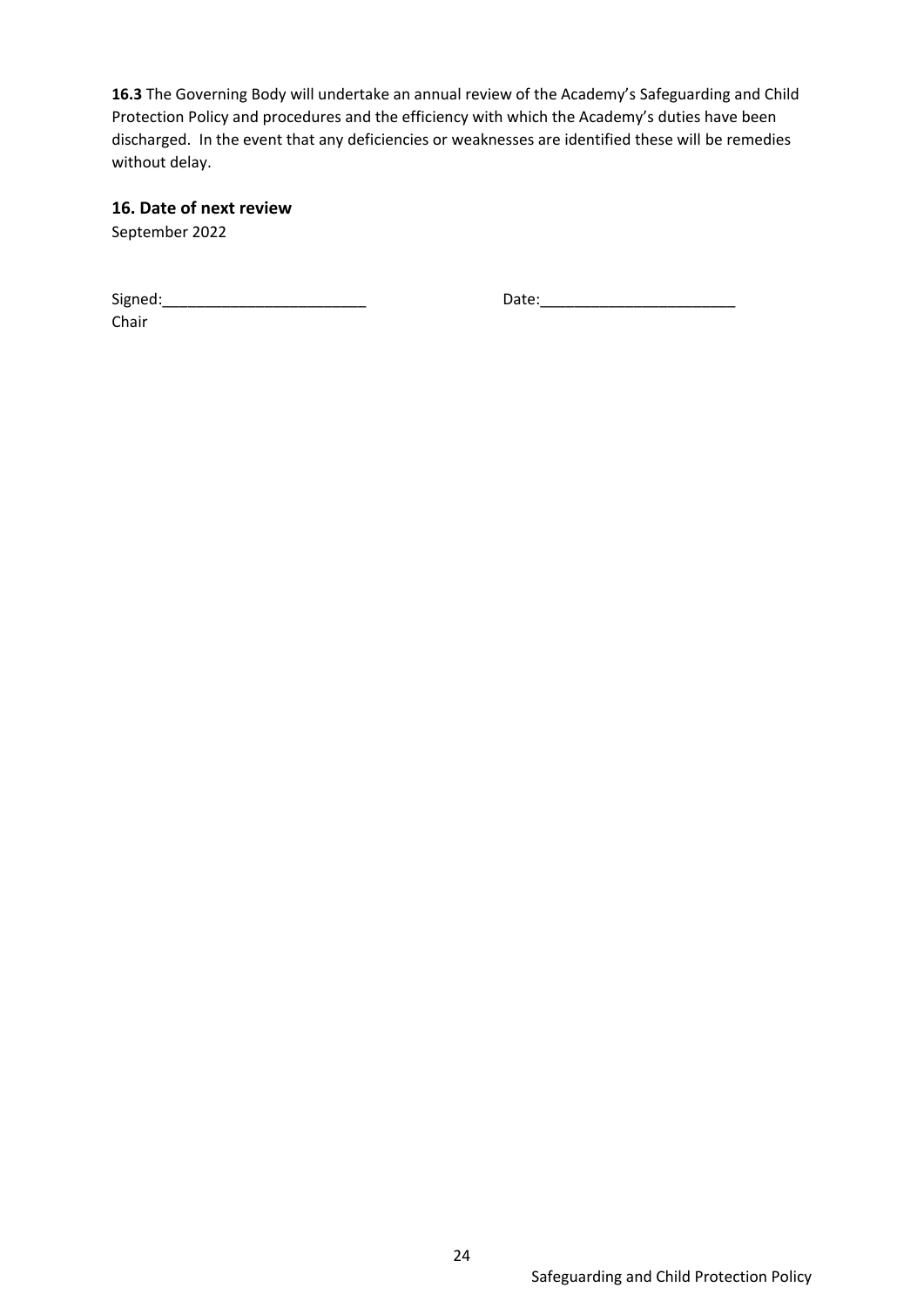**16.3** The Governing Body will undertake an annual review of the Academy's Safeguarding and Child Protection Policy and procedures and the efficiency with which the Academy's duties have been discharged. In the event that any deficiencies or weaknesses are identified these will be remedies without delay.

## 16. Date of next review

September 2022

Signed:________________________ Date:_______________________

Chair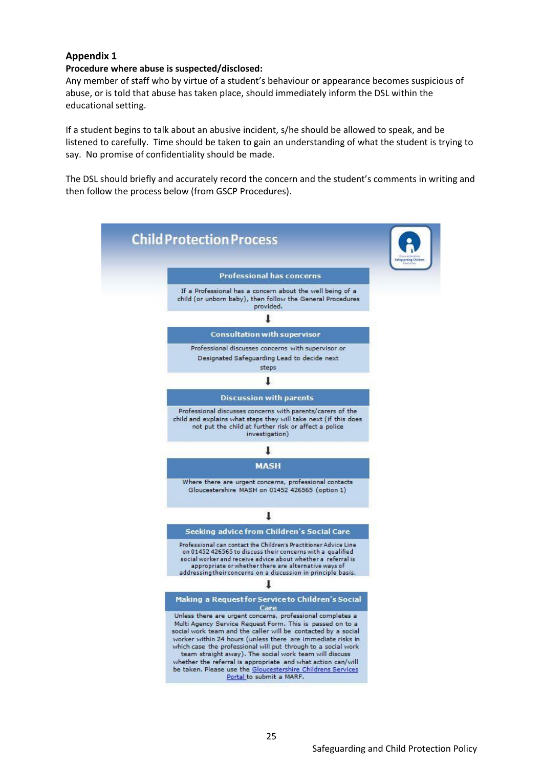## Appendix 1

**Procedure where abuse is suspected/disclosed:**

Any member of staff who by virtue of a student's behaviour or appearance becomes suspicious of abuse, or is told that abuse has taken place, should immediately inform the DSL within the educational setting.

If a student begins to talk about an abusive incident, s/he should be allowed to speak, and be listened to carefully. Time should be taken to gain an understanding of what the student is trying to say. No promise of confidentiality should be made.

The DSL should briefly and accurately record the concern and the student's comments in writing and then follow the process below (from GSCP Procedures).

### Child Protection Process

**Professional has concerns**

If a Professional has a concern about the well being of a child (or unborn baby), then follow the General Procedures provided.

↓

**Consultation with supervisor**

Professional discusses concerns with supervisor or Designated Safeguarding Lead to decide next steps

↓

**Discussion with parents**

Professional discusses concerns with parents/carers of the child and explains what steps they will take next (if this does not put the child at further risk or affect a police investigation)

↓

**MASH**

Where there are urgent concerns, professional contacts Gloucestershire MASH on 01452 426565 (option 1)

↓

**Seeking advice from Children's Social Care**

Professional can contact the Children's Practitioner Advice Line on 01452 426565 to discuss their concerns with a qualified social worker and receive advice about whether a referral is appropriate or whether there are alternative ways of addressing their concerns on a discussion in principle basis.

↓

**Making a Request for Service to Children's Social Care**

Unless there are urgent concerns, professional completes a Multi Agency Service Request Form. This is passed on to a social work team and the caller will be contacted by a social worker within 24 hours (unless there are immediate risks in which case the professional will put through to a social work team straight away). The social work team will discuss whether the referral is appropriate and what action can/will be taken. Please use the Gloucestershire Childrens Services Portal to submit a MARF.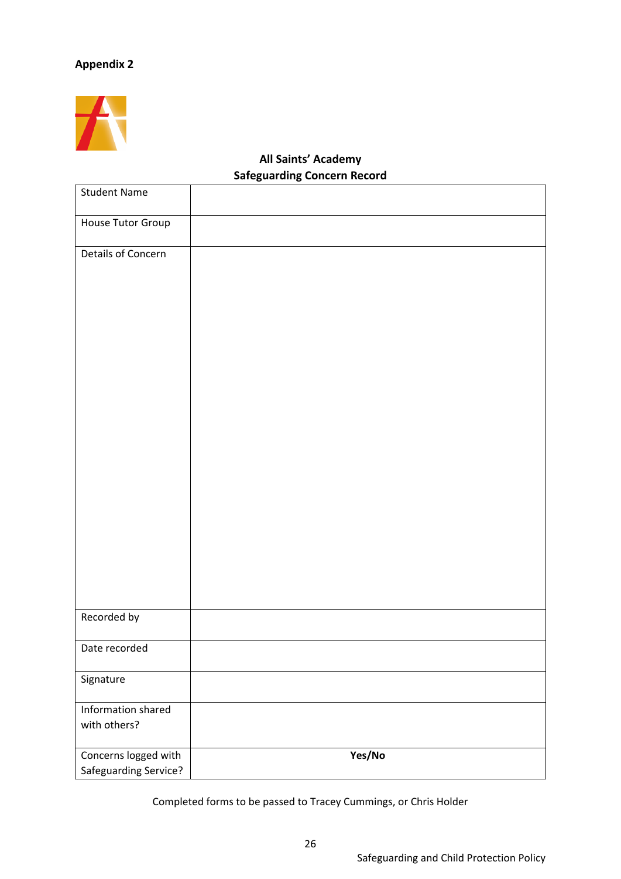**Appendix 2**

**All Saints' Academy**
**Safeguarding Concern Record**

| | |
|---|---|
| Student Name | |
| House Tutor Group | |
| Details of Concern | |
| Recorded by | |
| Date recorded | |
| Signature | |
| Information shared with others? | |
| Concerns logged with Safeguarding Service? | **Yes/No** |

Completed forms to be passed to Tracey Cummings, or Chris Holder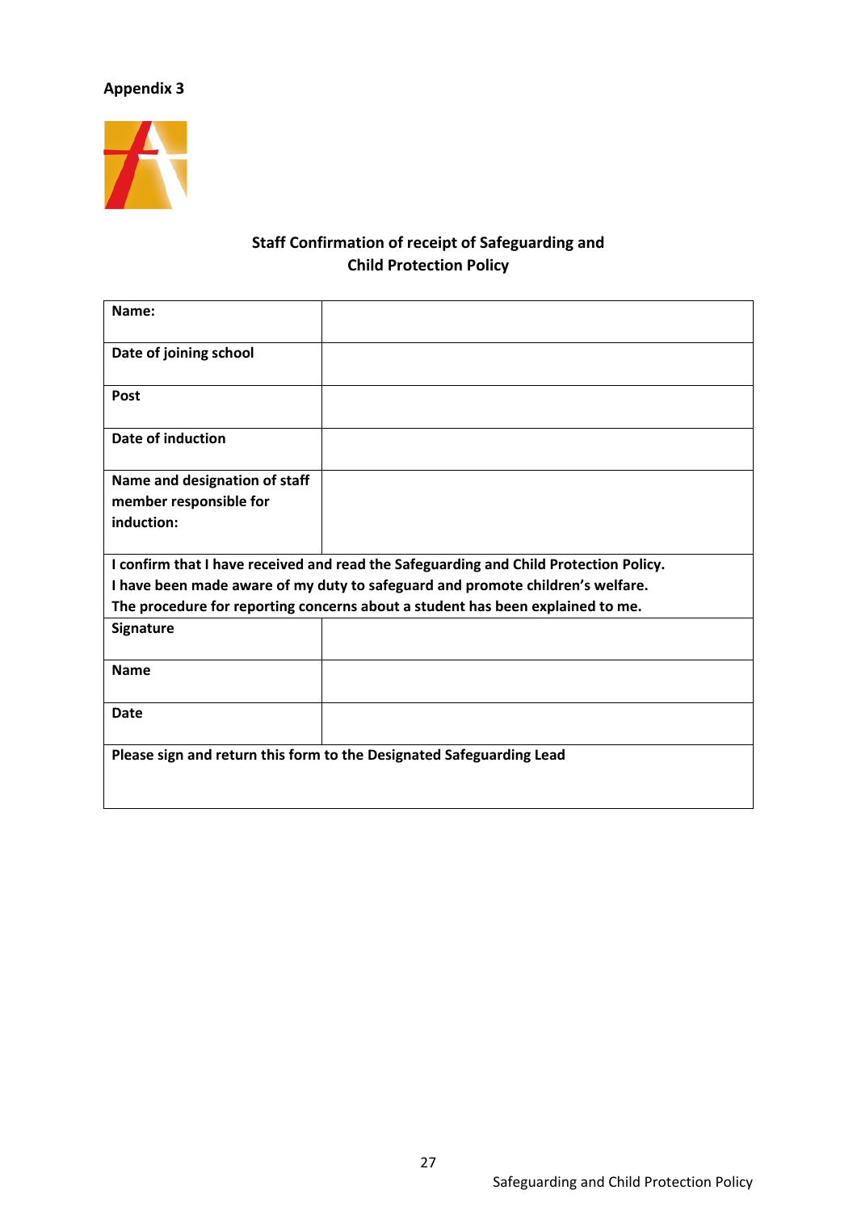**Appendix 3**

**Staff Confirmation of receipt of Safeguarding and Child Protection Policy**

| **Name:** | |
|---|---|
| **Date of joining school** | |
| **Post** | |
| **Date of induction** | |
| **Name and designation of staff member responsible for induction:** | |
| **I confirm that I have received and read the Safeguarding and Child Protection Policy. I have been made aware of my duty to safeguard and promote children's welfare. The procedure for reporting concerns about a student has been explained to me.** | |
| **Signature** | |
| **Name** | |
| **Date** | |
| **Please sign and return this form to the Designated Safeguarding Lead** | |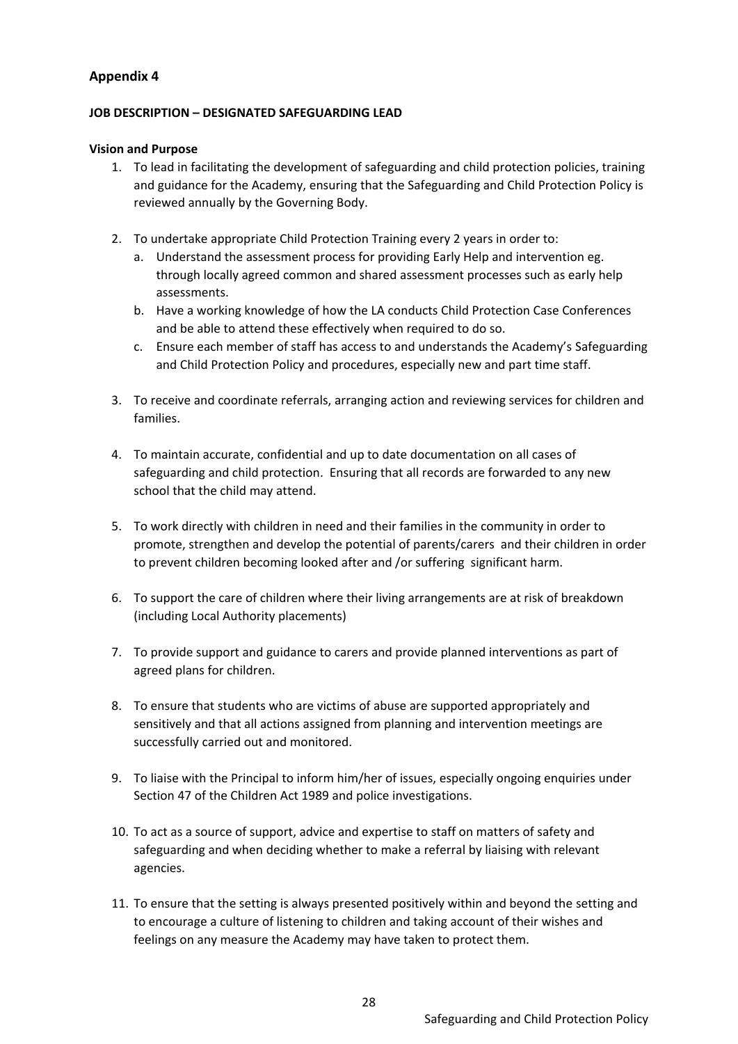## Appendix 4

**JOB DESCRIPTION – DESIGNATED SAFEGUARDING LEAD**

**Vision and Purpose**

1. To lead in facilitating the development of safeguarding and child protection policies, training and guidance for the Academy, ensuring that the Safeguarding and Child Protection Policy is reviewed annually by the Governing Body.

2. To undertake appropriate Child Protection Training every 2 years in order to:
   a. Understand the assessment process for providing Early Help and intervention eg. through locally agreed common and shared assessment processes such as early help assessments.
   b. Have a working knowledge of how the LA conducts Child Protection Case Conferences and be able to attend these effectively when required to do so.
   c. Ensure each member of staff has access to and understands the Academy's Safeguarding and Child Protection Policy and procedures, especially new and part time staff.

3. To receive and coordinate referrals, arranging action and reviewing services for children and families.

4. To maintain accurate, confidential and up to date documentation on all cases of safeguarding and child protection. Ensuring that all records are forwarded to any new school that the child may attend.

5. To work directly with children in need and their families in the community in order to promote, strengthen and develop the potential of parents/carers and their children in order to prevent children becoming looked after and /or suffering significant harm.

6. To support the care of children where their living arrangements are at risk of breakdown (including Local Authority placements)

7. To provide support and guidance to carers and provide planned interventions as part of agreed plans for children.

8. To ensure that students who are victims of abuse are supported appropriately and sensitively and that all actions assigned from planning and intervention meetings are successfully carried out and monitored.

9. To liaise with the Principal to inform him/her of issues, especially ongoing enquiries under Section 47 of the Children Act 1989 and police investigations.

10. To act as a source of support, advice and expertise to staff on matters of safety and safeguarding and when deciding whether to make a referral by liaising with relevant agencies.

11. To ensure that the setting is always presented positively within and beyond the setting and to encourage a culture of listening to children and taking account of their wishes and feelings on any measure the Academy may have taken to protect them.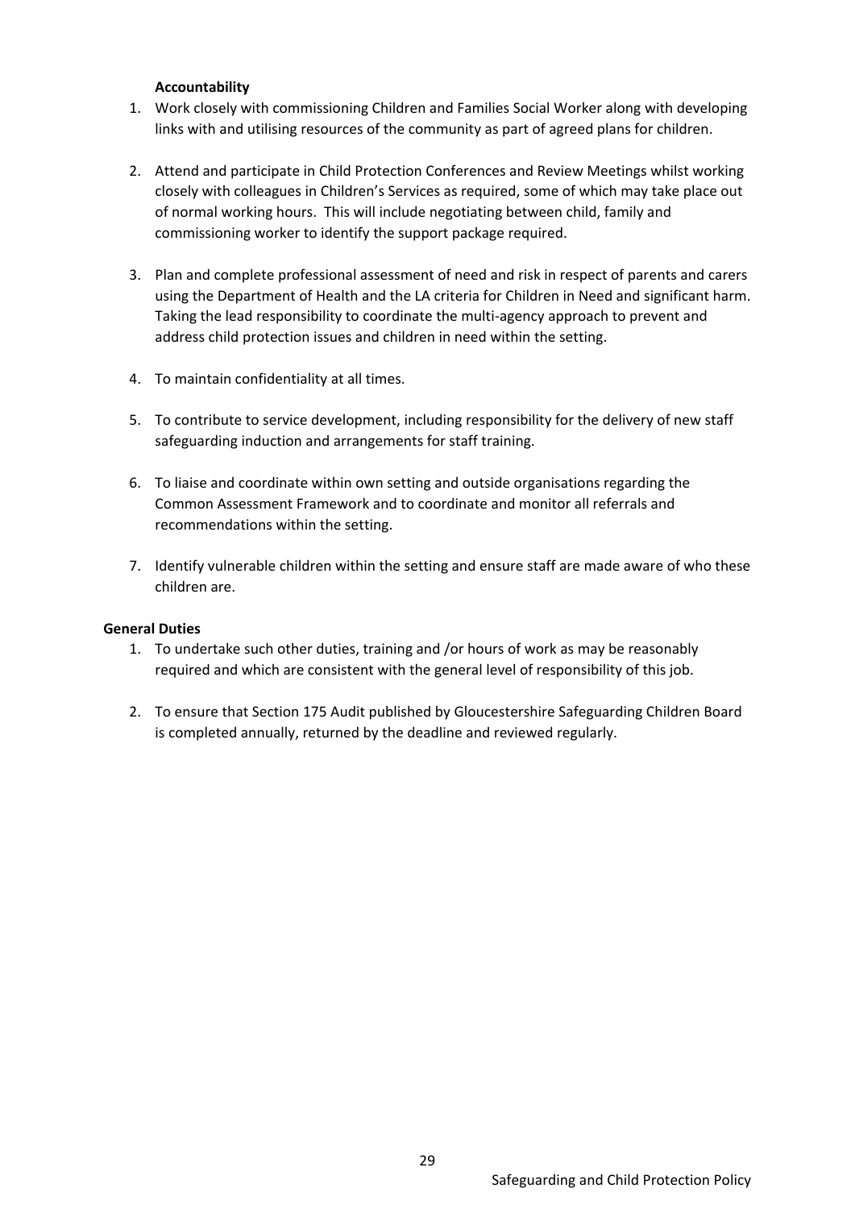**Accountability**

1. Work closely with commissioning Children and Families Social Worker along with developing links with and utilising resources of the community as part of agreed plans for children.

2. Attend and participate in Child Protection Conferences and Review Meetings whilst working closely with colleagues in Children's Services as required, some of which may take place out of normal working hours. This will include negotiating between child, family and commissioning worker to identify the support package required.

3. Plan and complete professional assessment of need and risk in respect of parents and carers using the Department of Health and the LA criteria for Children in Need and significant harm. Taking the lead responsibility to coordinate the multi-agency approach to prevent and address child protection issues and children in need within the setting.

4. To maintain confidentiality at all times.

5. To contribute to service development, including responsibility for the delivery of new staff safeguarding induction and arrangements for staff training.

6. To liaise and coordinate within own setting and outside organisations regarding the Common Assessment Framework and to coordinate and monitor all referrals and recommendations within the setting.

7. Identify vulnerable children within the setting and ensure staff are made aware of who these children are.

**General Duties**

1. To undertake such other duties, training and /or hours of work as may be reasonably required and which are consistent with the general level of responsibility of this job.

2. To ensure that Section 175 Audit published by Gloucestershire Safeguarding Children Board is completed annually, returned by the deadline and reviewed regularly.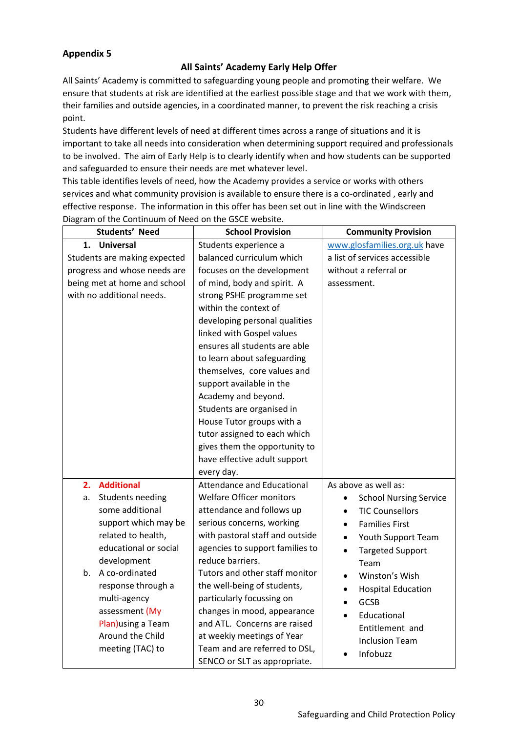**Appendix 5**

## All Saints' Academy Early Help Offer

All Saints' Academy is committed to safeguarding young people and promoting their welfare. We ensure that students at risk are identified at the earliest possible stage and that we work with them, their families and outside agencies, in a coordinated manner, to prevent the risk reaching a crisis point.

Students have different levels of need at different times across a range of situations and it is important to take all needs into consideration when determining support required and professionals to be involved. The aim of Early Help is to clearly identify when and how students can be supported and safeguarded to ensure their needs are met whatever level.

This table identifies levels of need, how the Academy provides a service or works with others services and what community provision is available to ensure there is a co-ordinated , early and effective response. The information in this offer has been set out in line with the Windscreen Diagram of the Continuum of Need on the GSCE website.

| Students' Need | School Provision | Community Provision |
|---|---|---|
| **1. Universal**<br>Students are making expected progress and whose needs are being met at home and school with no additional needs. | Students experience a balanced curriculum which focuses on the development of mind, body and spirit. A strong PSHE programme set within the context of developing personal qualities linked with Gospel values ensures all students are able to learn about safeguarding themselves, core values and support available in the Academy and beyond.<br>Students are organised in House Tutor groups with a tutor assigned to each which gives them the opportunity to have effective adult support every day. | www.glosfamilies.org.uk have a list of services accessible without a referral or assessment. |
| **2. Additional**<br>a. Students needing some additional support which may be related to health, educational or social development<br>b. A co-ordinated response through a multi-agency assessment (My Plan)using a Team Around the Child meeting (TAC) to | Attendance and Educational Welfare Officer monitors attendance and follows up serious concerns, working with pastoral staff and outside agencies to support families to reduce barriers.<br>Tutors and other staff monitor the well-being of students, particularly focussing on changes in mood, appearance and ATL. Concerns are raised at weekiy meetings of Year Team and are referred to DSL, SENCO or SLT as appropriate. | As above as well as:<br>• School Nursing Service<br>• TIC Counsellors<br>• Families First<br>• Youth Support Team<br>• Targeted Support Team<br>• Winston's Wish<br>• Hospital Education<br>• GCSB<br>• Educational Entitlement and Inclusion Team<br>• Infobuzz |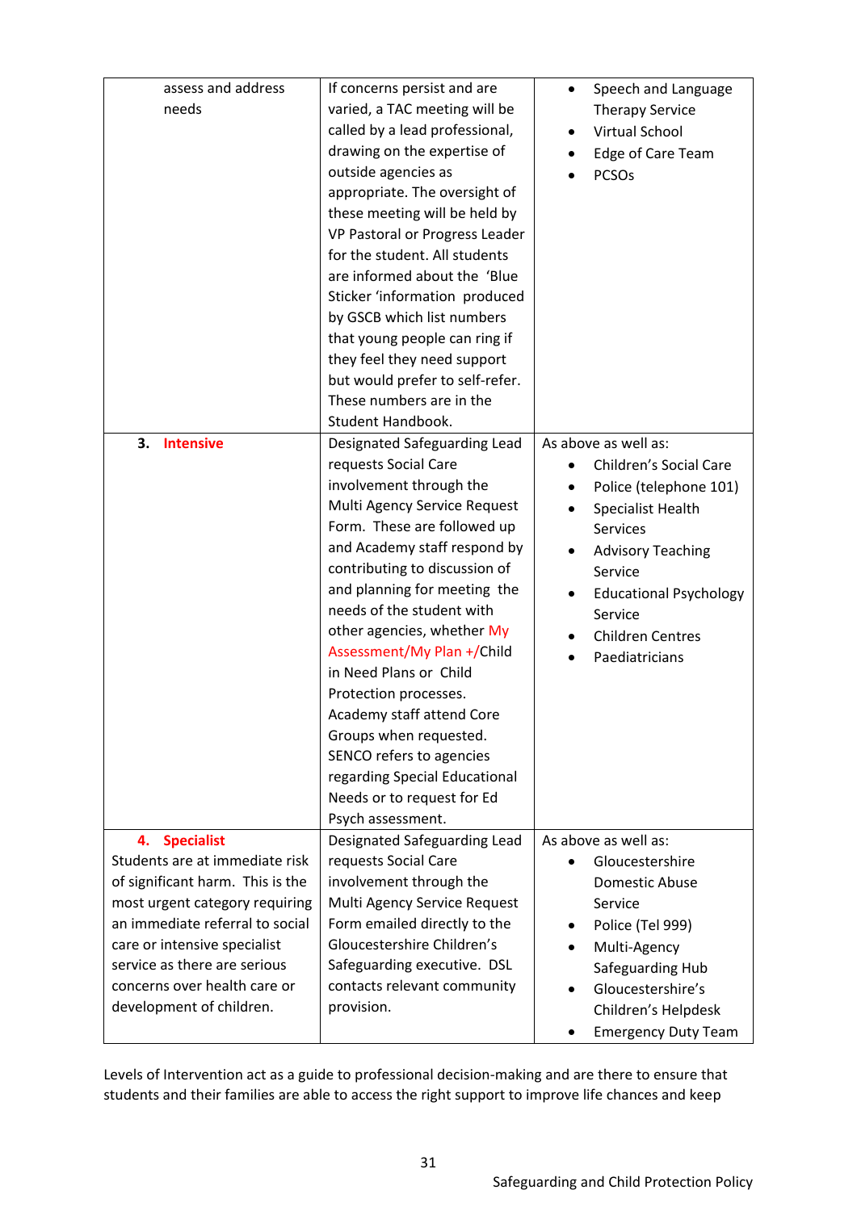| | | |
|---|---|---|
| assess and address needs | If concerns persist and are varied, a TAC meeting will be called by a lead professional, drawing on the expertise of outside agencies as appropriate. The oversight of these meeting will be held by VP Pastoral or Progress Leader for the student. All students are informed about the 'Blue Sticker 'information produced by GSCB which list numbers that young people can ring if they feel they need support but would prefer to self-refer. These numbers are in the Student Handbook. | • Speech and Language Therapy Service<br>• Virtual School<br>• Edge of Care Team<br>• PCSOs |
| **3. Intensive** | Designated Safeguarding Lead requests Social Care involvement through the Multi Agency Service Request Form. These are followed up and Academy staff respond by contributing to discussion of and planning for meeting the needs of the student with other agencies, whether My Assessment/My Plan +/Child in Need Plans or Child Protection processes. Academy staff attend Core Groups when requested. SENCO refers to agencies regarding Special Educational Needs or to request for Ed Psych assessment. | As above as well as:<br>• Children's Social Care<br>• Police (telephone 101)<br>• Specialist Health Services<br>• Advisory Teaching Service<br>• Educational Psychology Service<br>• Children Centres<br>• Paediatricians |
| **4. Specialist**<br>Students are at immediate risk of significant harm. This is the most urgent category requiring an immediate referral to social care or intensive specialist service as there are serious concerns over health care or development of children. | Designated Safeguarding Lead requests Social Care involvement through the Multi Agency Service Request Form emailed directly to the Gloucestershire Children's Safeguarding executive. DSL contacts relevant community provision. | As above as well as:<br>• Gloucestershire Domestic Abuse Service<br>• Police (Tel 999)<br>• Multi-Agency Safeguarding Hub<br>• Gloucestershire's Children's Helpdesk<br>• Emergency Duty Team |

Levels of Intervention act as a guide to professional decision-making and are there to ensure that students and their families are able to access the right support to improve life chances and keep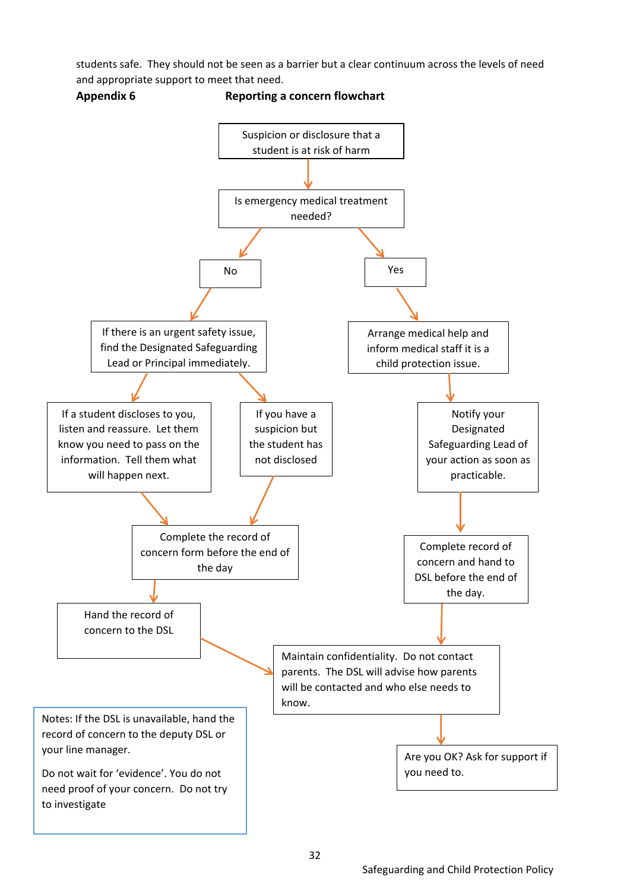students safe. They should not be seen as a barrier but a clear continuum across the levels of need and appropriate support to meet that need.

**Appendix 6** **Reporting a concern flowchart**

Suspicion or disclosure that a student is at risk of harm

Is emergency medical treatment needed?

No

If there is an urgent safety issue, find the Designated Safeguarding Lead or Principal immediately.

If a student discloses to you, listen and reassure. Let them know you need to pass on the information. Tell them what will happen next.

If you have a suspicion but the student has not disclosed

Complete the record of concern form before the end of the day

Hand the record of concern to the DSL

Yes

Arrange medical help and inform medical staff it is a child protection issue.

Notify your Designated Safeguarding Lead of your action as soon as practicable.

Complete record of concern and hand to DSL before the end of the day.

Maintain confidentiality. Do not contact parents. The DSL will advise how parents will be contacted and who else needs to know.

Are you OK? Ask for support if you need to.

Notes: If the DSL is unavailable, hand the record of concern to the deputy DSL or your line manager.

Do not wait for 'evidence'. You do not need proof of your concern. Do not try to investigate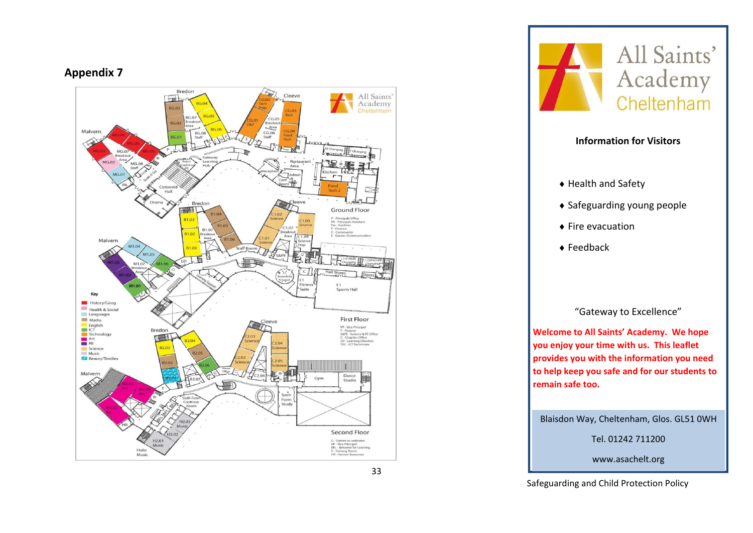## Appendix 7

Bredon | Cleeve | Malvern

BG.03 | BG.04 | BG.05 | BG.02 | BG.07 Breakout Area | BG.06 | BG.01 | BG.08 Staff

CG.02 Tech Prep | CG.03 Tech | CG.01 D&T | CG.05 Breakout Area | CG.06 Staff | CG.04 Food Tech

MG.04 | MG.05 | MG.03 | MG.07 Breakout Area | MG.06 | MG.02 | MG.08 Staff | MG.01 | PA

Gateway Learning Hub | Cotswold Hall | Drama | Reception | Conf Room | Admin | Restaurant Area | Kitchen | Food Tech 2

**Ground Floor**

P - Principals Office
PA - Principals Assistant
Fac - Facilities
F - Finance
C - Community
E - Exams / Communication

B1.03 | B1.04 | B1.05 | B1.02 | B1.07 Breakout Area | B1.06 | B1.01 | Staff Room

C1.02 Science | C1.03 Science | C1.07 Breakout Area | C1.01 Science | C1.04 Science Prep

M1.04 | M1.05 | M1.03 | M1.07 Breakout Area | M1.06 | M1.02 | M1.01

St. Benedicts Chapel | Fitness Suite | Sports Hall | Hall Stores

**First Floor**

VP - Vice Principal
F - Finance
S&PE - Science & PE Office
C - Chaplins Office
LD - Learning Directors
TEC - ICT Technician

**Key**

- History/Geog
- Health & Social
- Languages
- Maths
- English
- ICT
- Technology
- Art
- RE
- Science
- Music
- Beauty/Textiles

B2.04 | B2.03 | B2.05 | B2.02 | B2.06 | B2.01 | B2.07

C2.03 Science | C2.04 Science | C2.02 Science | C2.05 Science | C2.06

M2.03 Art | M2.04 Art | M2.02 Art | HR

Sixth Form Common Room | Sixth Form Study | Gym | Dance Studio | House Office

H2.03 Music | H2.02 | H2.01 Music | Holst Music

**Second Floor**

G - Games co-ordinator
VP - Vice Principal
BFL - Behavior for Learning
T - Training Room
HR - Human Resources

All Saints' Academy Cheltenham

### Information for Visitors

- Health and Safety
- Safeguarding young people
- Fire evacuation
- Feedback

"Gateway to Excellence"

**Welcome to All Saints' Academy. We hope you enjoy your time with us. This leaflet provides you with the information you need to help keep you safe and for our students to remain safe too.**

Blaisdon Way, Cheltenham, Glos. GL51 0WH

Tel. 01242 711200

www.asachelt.org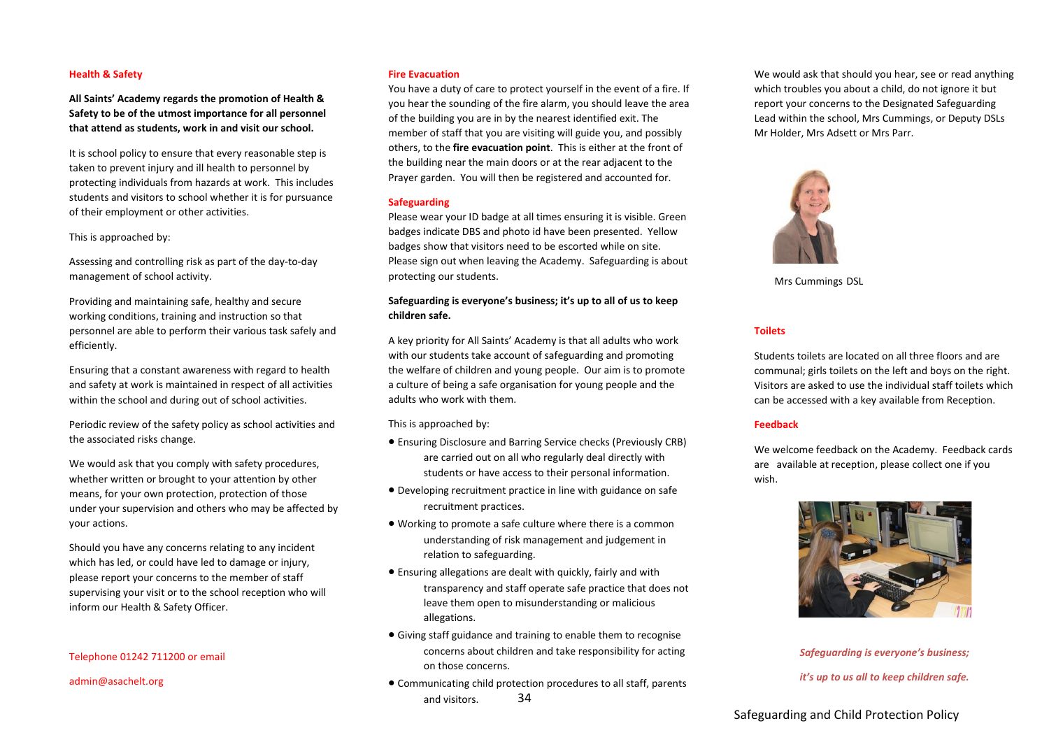## Health & Safety

**All Saints' Academy regards the promotion of Health & Safety to be of the utmost importance for all personnel that attend as students, work in and visit our school.**

It is school policy to ensure that every reasonable step is taken to prevent injury and ill health to personnel by protecting individuals from hazards at work. This includes students and visitors to school whether it is for pursuance of their employment or other activities.

This is approached by:

Assessing and controlling risk as part of the day-to-day management of school activity.

Providing and maintaining safe, healthy and secure working conditions, training and instruction so that personnel are able to perform their various task safely and efficiently.

Ensuring that a constant awareness with regard to health and safety at work is maintained in respect of all activities within the school and during out of school activities.

Periodic review of the safety policy as school activities and the associated risks change.

We would ask that you comply with safety procedures, whether written or brought to your attention by other means, for your own protection, protection of those under your supervision and others who may be affected by your actions.

Should you have any concerns relating to any incident which has led, or could have led to damage or injury, please report your concerns to the member of staff supervising your visit or to the school reception who will inform our Health & Safety Officer.

Telephone 01242 711200 or email

admin@asachelt.org

## Fire Evacuation

You have a duty of care to protect yourself in the event of a fire. If you hear the sounding of the fire alarm, you should leave the area of the building you are in by the nearest identified exit. The member of staff that you are visiting will guide you, and possibly others, to the **fire evacuation point**. This is either at the front of the building near the main doors or at the rear adjacent to the Prayer garden. You will then be registered and accounted for.

## Safeguarding

Please wear your ID badge at all times ensuring it is visible. Green badges indicate DBS and photo id have been presented. Yellow badges show that visitors need to be escorted while on site. Please sign out when leaving the Academy. Safeguarding is about protecting our students.

**Safeguarding is everyone's business; it's up to all of us to keep children safe.**

A key priority for All Saints' Academy is that all adults who work with our students take account of safeguarding and promoting the welfare of children and young people. Our aim is to promote a culture of being a safe organisation for young people and the adults who work with them.

This is approached by:

- Ensuring Disclosure and Barring Service checks (Previously CRB) are carried out on all who regularly deal directly with students or have access to their personal information.
- Developing recruitment practice in line with guidance on safe recruitment practices.
- Working to promote a safe culture where there is a common understanding of risk management and judgement in relation to safeguarding.
- Ensuring allegations are dealt with quickly, fairly and with transparency and staff operate safe practice that does not leave them open to misunderstanding or malicious allegations.
- Giving staff guidance and training to enable them to recognise concerns about children and take responsibility for acting on those concerns.
- Communicating child protection procedures to all staff, parents and visitors.

We would ask that should you hear, see or read anything which troubles you about a child, do not ignore it but report your concerns to the Designated Safeguarding Lead within the school, Mrs Cummings, or Deputy DSLs Mr Holder, Mrs Adsett or Mrs Parr.

Mrs Cummings DSL

## Toilets

Students toilets are located on all three floors and are communal; girls toilets on the left and boys on the right. Visitors are asked to use the individual staff toilets which can be accessed with a key available from Reception.

## Feedback

We welcome feedback on the Academy. Feedback cards are available at reception, please collect one if you wish.

***Safeguarding is everyone's business;***

***it's up to us all to keep children safe.***